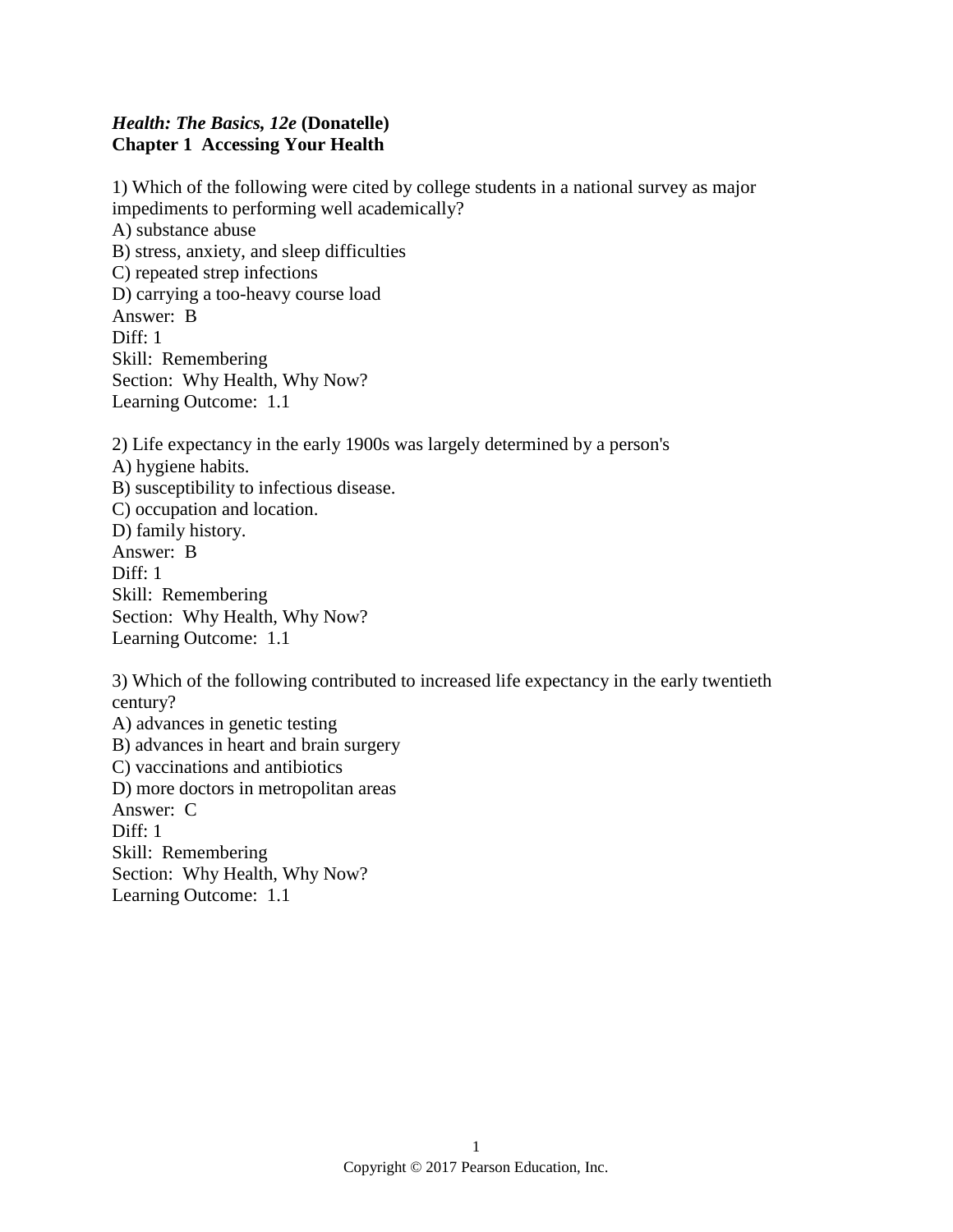***Health: The Basics, 12e* (Donatelle)**
**Chapter 1 Accessing Your Health**

1) Which of the following were cited by college students in a national survey as major impediments to performing well academically?
A) substance abuse
B) stress, anxiety, and sleep difficulties
C) repeated strep infections
D) carrying a too-heavy course load
Answer: B
Diff: 1
Skill: Remembering
Section: Why Health, Why Now?
Learning Outcome: 1.1

2) Life expectancy in the early 1900s was largely determined by a person's
A) hygiene habits.
B) susceptibility to infectious disease.
C) occupation and location.
D) family history.
Answer: B
Diff: 1
Skill: Remembering
Section: Why Health, Why Now?
Learning Outcome: 1.1

3) Which of the following contributed to increased life expectancy in the early twentieth century?
A) advances in genetic testing
B) advances in heart and brain surgery
C) vaccinations and antibiotics
D) more doctors in metropolitan areas
Answer: C
Diff: 1
Skill: Remembering
Section: Why Health, Why Now?
Learning Outcome: 1.1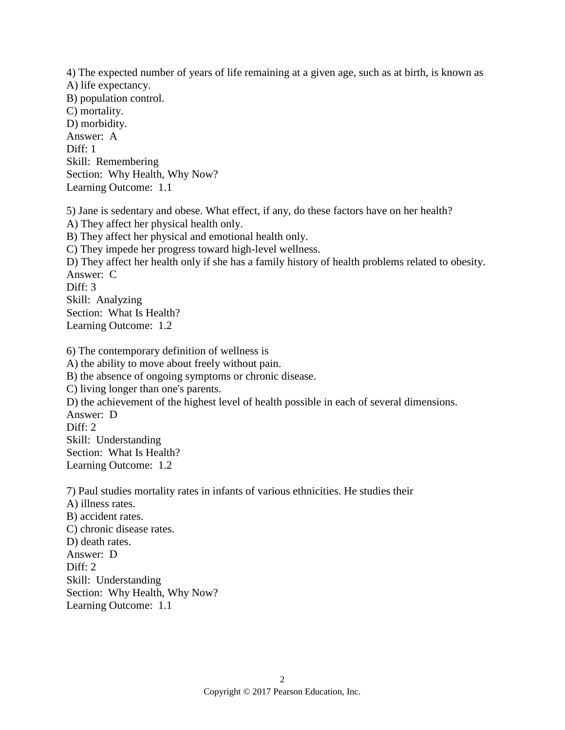4) The expected number of years of life remaining at a given age, such as at birth, is known as
A) life expectancy.
B) population control.
C) mortality.
D) morbidity.
Answer: A
Diff: 1
Skill: Remembering
Section: Why Health, Why Now?
Learning Outcome: 1.1

5) Jane is sedentary and obese. What effect, if any, do these factors have on her health?
A) They affect her physical health only.
B) They affect her physical and emotional health only.
C) They impede her progress toward high-level wellness.
D) They affect her health only if she has a family history of health problems related to obesity.
Answer: C
Diff: 3
Skill: Analyzing
Section: What Is Health?
Learning Outcome: 1.2

6) The contemporary definition of wellness is
A) the ability to move about freely without pain.
B) the absence of ongoing symptoms or chronic disease.
C) living longer than one's parents.
D) the achievement of the highest level of health possible in each of several dimensions.
Answer: D
Diff: 2
Skill: Understanding
Section: What Is Health?
Learning Outcome: 1.2

7) Paul studies mortality rates in infants of various ethnicities. He studies their
A) illness rates.
B) accident rates.
C) chronic disease rates.
D) death rates.
Answer: D
Diff: 2
Skill: Understanding
Section: Why Health, Why Now?
Learning Outcome: 1.1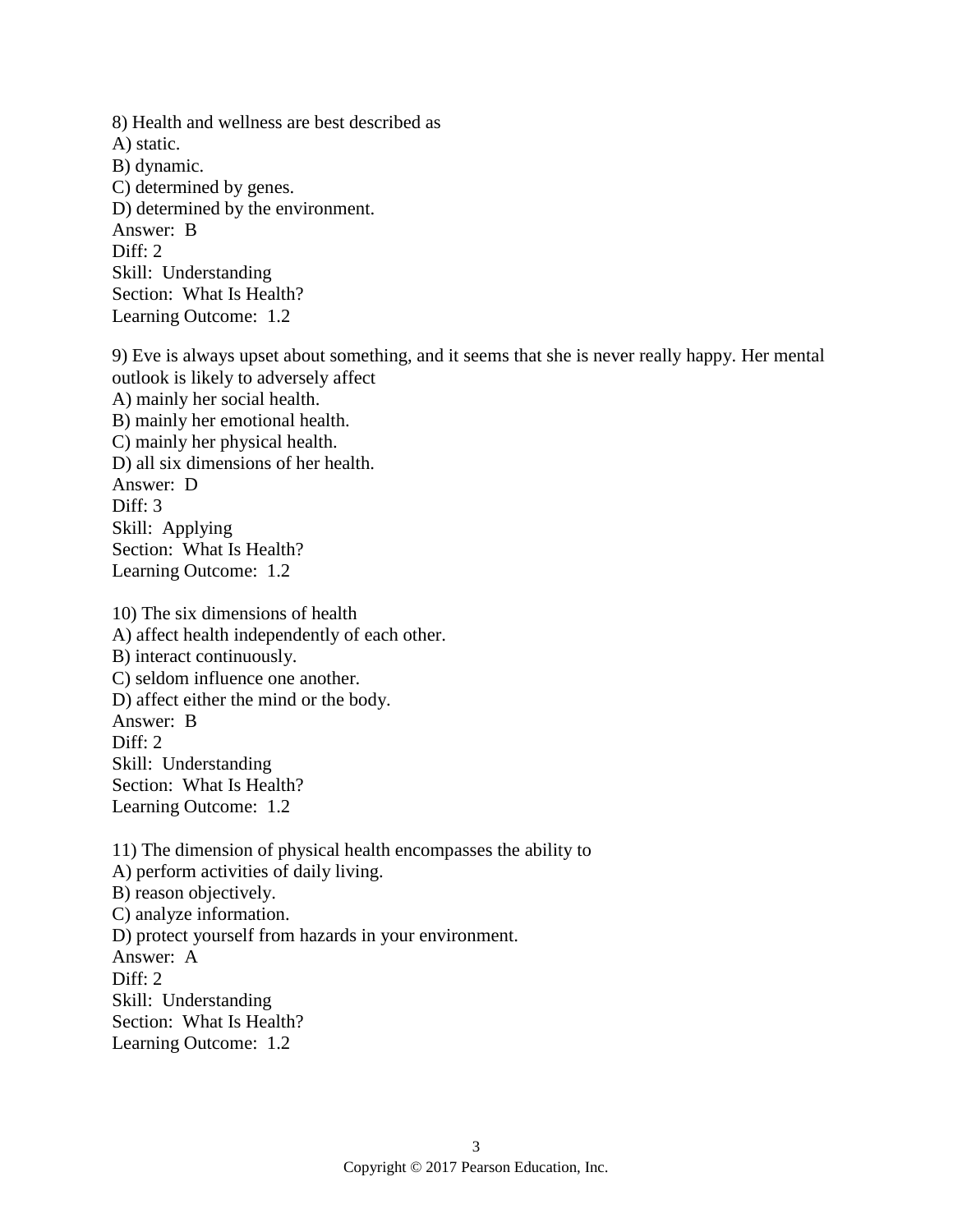8) Health and wellness are best described as
A) static.
B) dynamic.
C) determined by genes.
D) determined by the environment.
Answer: B
Diff: 2
Skill: Understanding
Section: What Is Health?
Learning Outcome: 1.2

9) Eve is always upset about something, and it seems that she is never really happy. Her mental outlook is likely to adversely affect
A) mainly her social health.
B) mainly her emotional health.
C) mainly her physical health.
D) all six dimensions of her health.
Answer: D
Diff: 3
Skill: Applying
Section: What Is Health?
Learning Outcome: 1.2

10) The six dimensions of health
A) affect health independently of each other.
B) interact continuously.
C) seldom influence one another.
D) affect either the mind or the body.
Answer: B
Diff: 2
Skill: Understanding
Section: What Is Health?
Learning Outcome: 1.2

11) The dimension of physical health encompasses the ability to
A) perform activities of daily living.
B) reason objectively.
C) analyze information.
D) protect yourself from hazards in your environment.
Answer: A
Diff: 2
Skill: Understanding
Section: What Is Health?
Learning Outcome: 1.2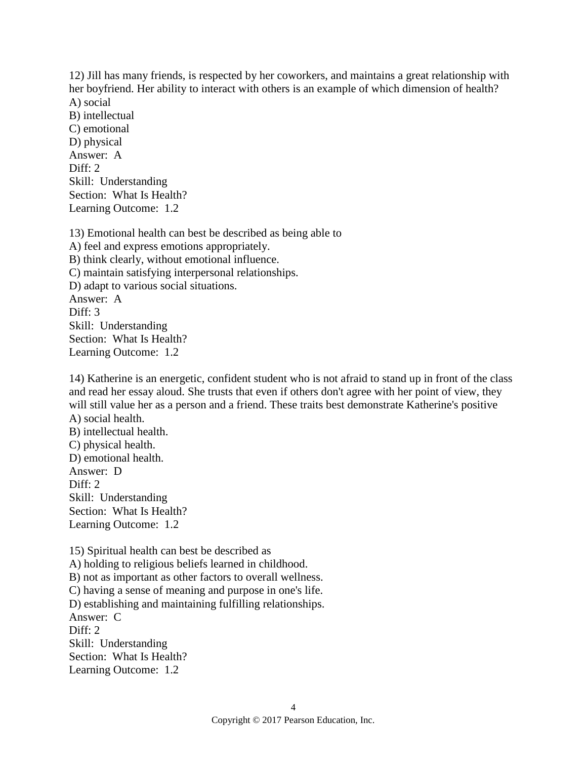12) Jill has many friends, is respected by her coworkers, and maintains a great relationship with her boyfriend. Her ability to interact with others is an example of which dimension of health?
A) social
B) intellectual
C) emotional
D) physical
Answer: A
Diff: 2
Skill: Understanding
Section: What Is Health?
Learning Outcome: 1.2

13) Emotional health can best be described as being able to
A) feel and express emotions appropriately.
B) think clearly, without emotional influence.
C) maintain satisfying interpersonal relationships.
D) adapt to various social situations.
Answer: A
Diff: 3
Skill: Understanding
Section: What Is Health?
Learning Outcome: 1.2

14) Katherine is an energetic, confident student who is not afraid to stand up in front of the class and read her essay aloud. She trusts that even if others don't agree with her point of view, they will still value her as a person and a friend. These traits best demonstrate Katherine's positive
A) social health.
B) intellectual health.
C) physical health.
D) emotional health.
Answer: D
Diff: 2
Skill: Understanding
Section: What Is Health?
Learning Outcome: 1.2

15) Spiritual health can best be described as
A) holding to religious beliefs learned in childhood.
B) not as important as other factors to overall wellness.
C) having a sense of meaning and purpose in one's life.
D) establishing and maintaining fulfilling relationships.
Answer: C
Diff: 2
Skill: Understanding
Section: What Is Health?
Learning Outcome: 1.2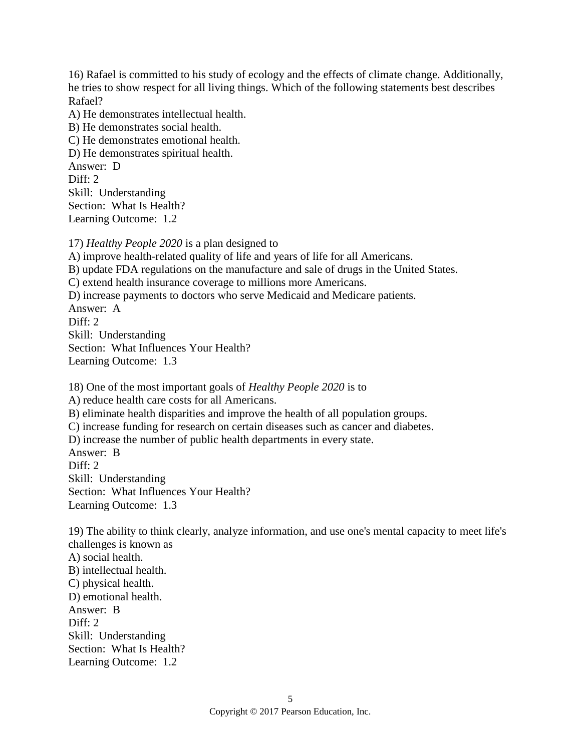16) Rafael is committed to his study of ecology and the effects of climate change. Additionally, he tries to show respect for all living things. Which of the following statements best describes Rafael?
A) He demonstrates intellectual health.
B) He demonstrates social health.
C) He demonstrates emotional health.
D) He demonstrates spiritual health.
Answer: D
Diff: 2
Skill: Understanding
Section: What Is Health?
Learning Outcome: 1.2

17) *Healthy People 2020* is a plan designed to
A) improve health-related quality of life and years of life for all Americans.
B) update FDA regulations on the manufacture and sale of drugs in the United States.
C) extend health insurance coverage to millions more Americans.
D) increase payments to doctors who serve Medicaid and Medicare patients.
Answer: A
Diff: 2
Skill: Understanding
Section: What Influences Your Health?
Learning Outcome: 1.3

18) One of the most important goals of *Healthy People 2020* is to
A) reduce health care costs for all Americans.
B) eliminate health disparities and improve the health of all population groups.
C) increase funding for research on certain diseases such as cancer and diabetes.
D) increase the number of public health departments in every state.
Answer: B
Diff: 2
Skill: Understanding
Section: What Influences Your Health?
Learning Outcome: 1.3

19) The ability to think clearly, analyze information, and use one's mental capacity to meet life's challenges is known as
A) social health.
B) intellectual health.
C) physical health.
D) emotional health.
Answer: B
Diff: 2
Skill: Understanding
Section: What Is Health?
Learning Outcome: 1.2

Copyright © 2017 Pearson Education, Inc.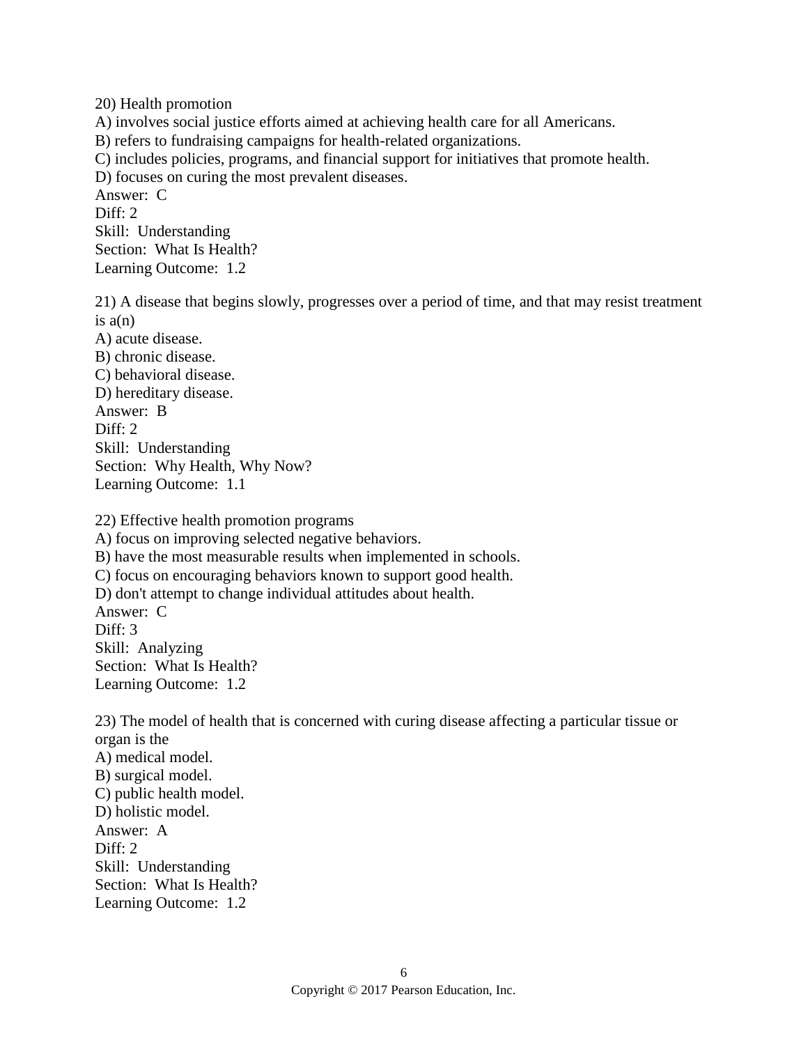20) Health promotion
A) involves social justice efforts aimed at achieving health care for all Americans.
B) refers to fundraising campaigns for health-related organizations.
C) includes policies, programs, and financial support for initiatives that promote health.
D) focuses on curing the most prevalent diseases.
Answer: C
Diff: 2
Skill: Understanding
Section: What Is Health?
Learning Outcome: 1.2

21) A disease that begins slowly, progresses over a period of time, and that may resist treatment is a(n)
A) acute disease.
B) chronic disease.
C) behavioral disease.
D) hereditary disease.
Answer: B
Diff: 2
Skill: Understanding
Section: Why Health, Why Now?
Learning Outcome: 1.1

22) Effective health promotion programs
A) focus on improving selected negative behaviors.
B) have the most measurable results when implemented in schools.
C) focus on encouraging behaviors known to support good health.
D) don't attempt to change individual attitudes about health.
Answer: C
Diff: 3
Skill: Analyzing
Section: What Is Health?
Learning Outcome: 1.2

23) The model of health that is concerned with curing disease affecting a particular tissue or organ is the
A) medical model.
B) surgical model.
C) public health model.
D) holistic model.
Answer: A
Diff: 2
Skill: Understanding
Section: What Is Health?
Learning Outcome: 1.2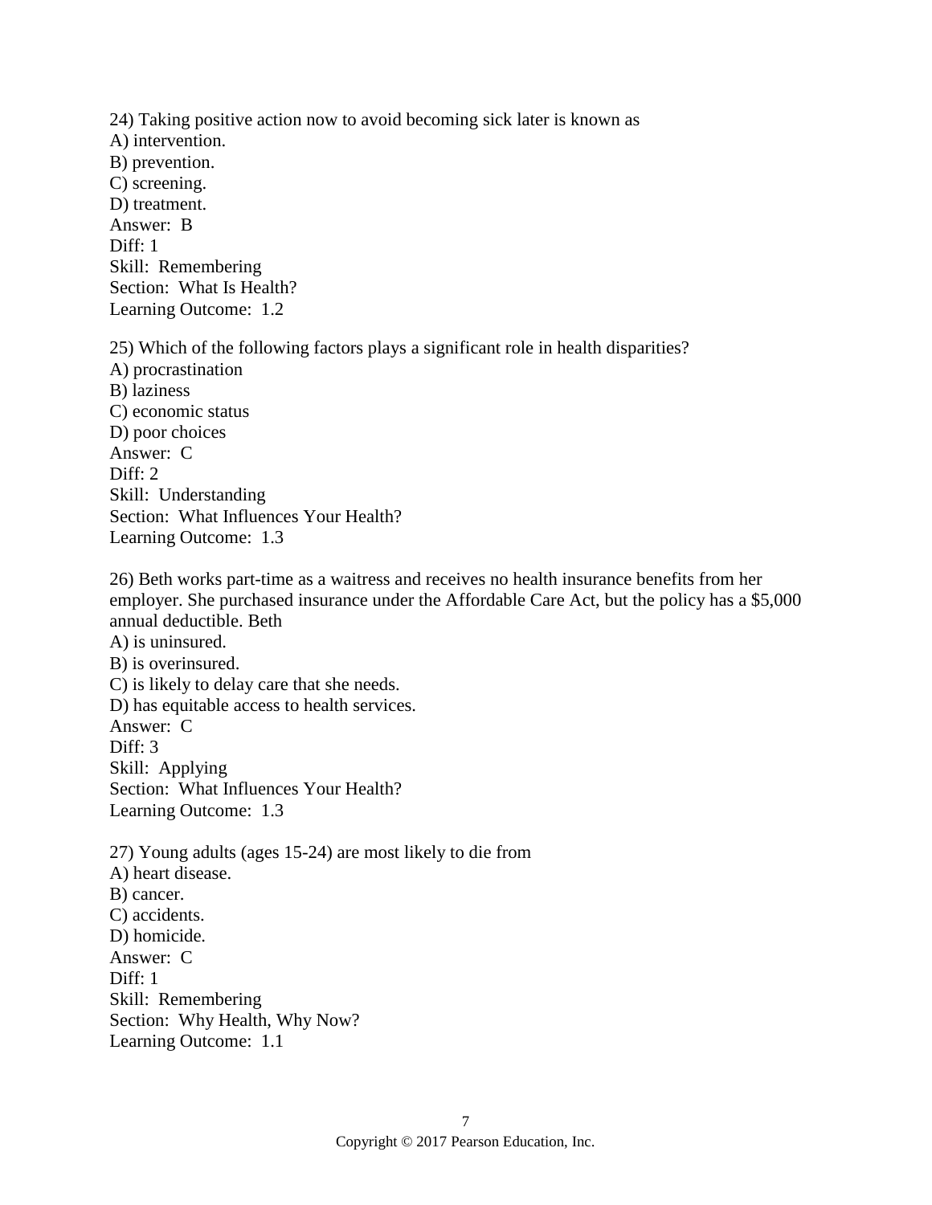24) Taking positive action now to avoid becoming sick later is known as
A) intervention.
B) prevention.
C) screening.
D) treatment.
Answer: B
Diff: 1
Skill: Remembering
Section: What Is Health?
Learning Outcome: 1.2

25) Which of the following factors plays a significant role in health disparities?
A) procrastination
B) laziness
C) economic status
D) poor choices
Answer: C
Diff: 2
Skill: Understanding
Section: What Influences Your Health?
Learning Outcome: 1.3

26) Beth works part-time as a waitress and receives no health insurance benefits from her employer. She purchased insurance under the Affordable Care Act, but the policy has a $5,000 annual deductible. Beth
A) is uninsured.
B) is overinsured.
C) is likely to delay care that she needs.
D) has equitable access to health services.
Answer: C
Diff: 3
Skill: Applying
Section: What Influences Your Health?
Learning Outcome: 1.3

27) Young adults (ages 15-24) are most likely to die from
A) heart disease.
B) cancer.
C) accidents.
D) homicide.
Answer: C
Diff: 1
Skill: Remembering
Section: Why Health, Why Now?
Learning Outcome: 1.1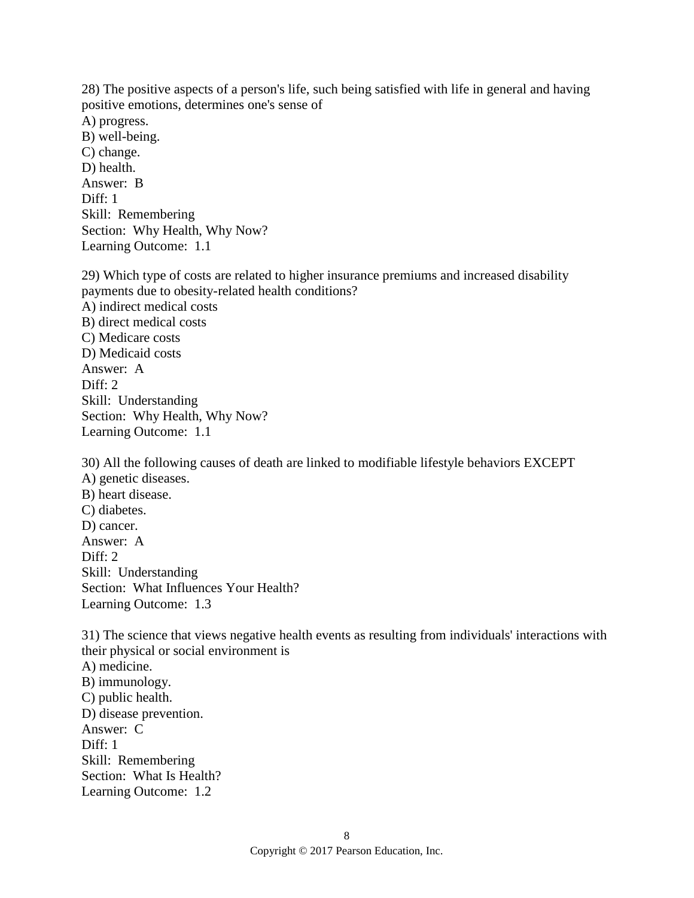28) The positive aspects of a person's life, such being satisfied with life in general and having positive emotions, determines one's sense of
A) progress.
B) well-being.
C) change.
D) health.
Answer: B
Diff: 1
Skill: Remembering
Section: Why Health, Why Now?
Learning Outcome: 1.1

29) Which type of costs are related to higher insurance premiums and increased disability payments due to obesity-related health conditions?
A) indirect medical costs
B) direct medical costs
C) Medicare costs
D) Medicaid costs
Answer: A
Diff: 2
Skill: Understanding
Section: Why Health, Why Now?
Learning Outcome: 1.1

30) All the following causes of death are linked to modifiable lifestyle behaviors EXCEPT
A) genetic diseases.
B) heart disease.
C) diabetes.
D) cancer.
Answer: A
Diff: 2
Skill: Understanding
Section: What Influences Your Health?
Learning Outcome: 1.3

31) The science that views negative health events as resulting from individuals' interactions with their physical or social environment is
A) medicine.
B) immunology.
C) public health.
D) disease prevention.
Answer: C
Diff: 1
Skill: Remembering
Section: What Is Health?
Learning Outcome: 1.2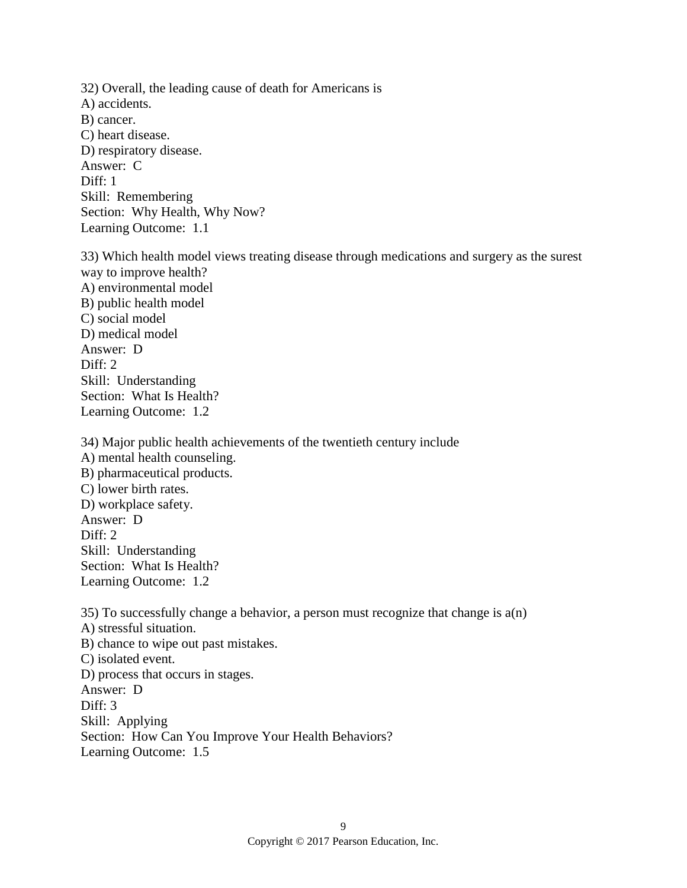32) Overall, the leading cause of death for Americans is
A) accidents.
B) cancer.
C) heart disease.
D) respiratory disease.
Answer: C
Diff: 1
Skill: Remembering
Section: Why Health, Why Now?
Learning Outcome: 1.1

33) Which health model views treating disease through medications and surgery as the surest way to improve health?
A) environmental model
B) public health model
C) social model
D) medical model
Answer: D
Diff: 2
Skill: Understanding
Section: What Is Health?
Learning Outcome: 1.2

34) Major public health achievements of the twentieth century include
A) mental health counseling.
B) pharmaceutical products.
C) lower birth rates.
D) workplace safety.
Answer: D
Diff: 2
Skill: Understanding
Section: What Is Health?
Learning Outcome: 1.2

35) To successfully change a behavior, a person must recognize that change is a(n)
A) stressful situation.
B) chance to wipe out past mistakes.
C) isolated event.
D) process that occurs in stages.
Answer: D
Diff: 3
Skill: Applying
Section: How Can You Improve Your Health Behaviors?
Learning Outcome: 1.5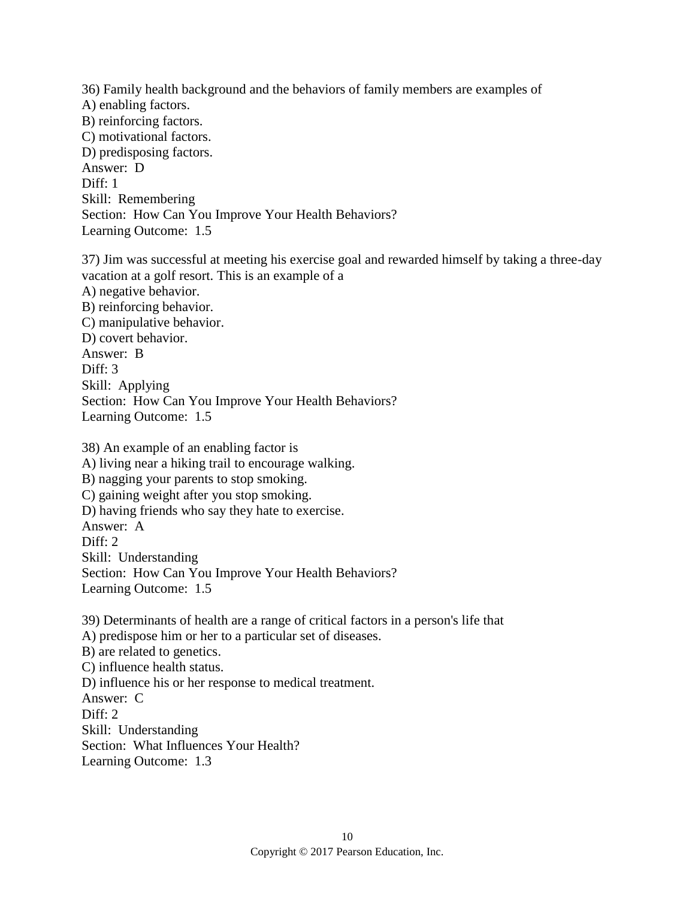36) Family health background and the behaviors of family members are examples of  
A) enabling factors.  
B) reinforcing factors.  
C) motivational factors.  
D) predisposing factors.  
Answer: D  
Diff: 1  
Skill: Remembering  
Section: How Can You Improve Your Health Behaviors?  
Learning Outcome: 1.5

37) Jim was successful at meeting his exercise goal and rewarded himself by taking a three-day vacation at a golf resort. This is an example of a  
A) negative behavior.  
B) reinforcing behavior.  
C) manipulative behavior.  
D) covert behavior.  
Answer: B  
Diff: 3  
Skill: Applying  
Section: How Can You Improve Your Health Behaviors?  
Learning Outcome: 1.5

38) An example of an enabling factor is  
A) living near a hiking trail to encourage walking.  
B) nagging your parents to stop smoking.  
C) gaining weight after you stop smoking.  
D) having friends who say they hate to exercise.  
Answer: A  
Diff: 2  
Skill: Understanding  
Section: How Can You Improve Your Health Behaviors?  
Learning Outcome: 1.5

39) Determinants of health are a range of critical factors in a person's life that  
A) predispose him or her to a particular set of diseases.  
B) are related to genetics.  
C) influence health status.  
D) influence his or her response to medical treatment.  
Answer: C  
Diff: 2  
Skill: Understanding  
Section: What Influences Your Health?  
Learning Outcome: 1.3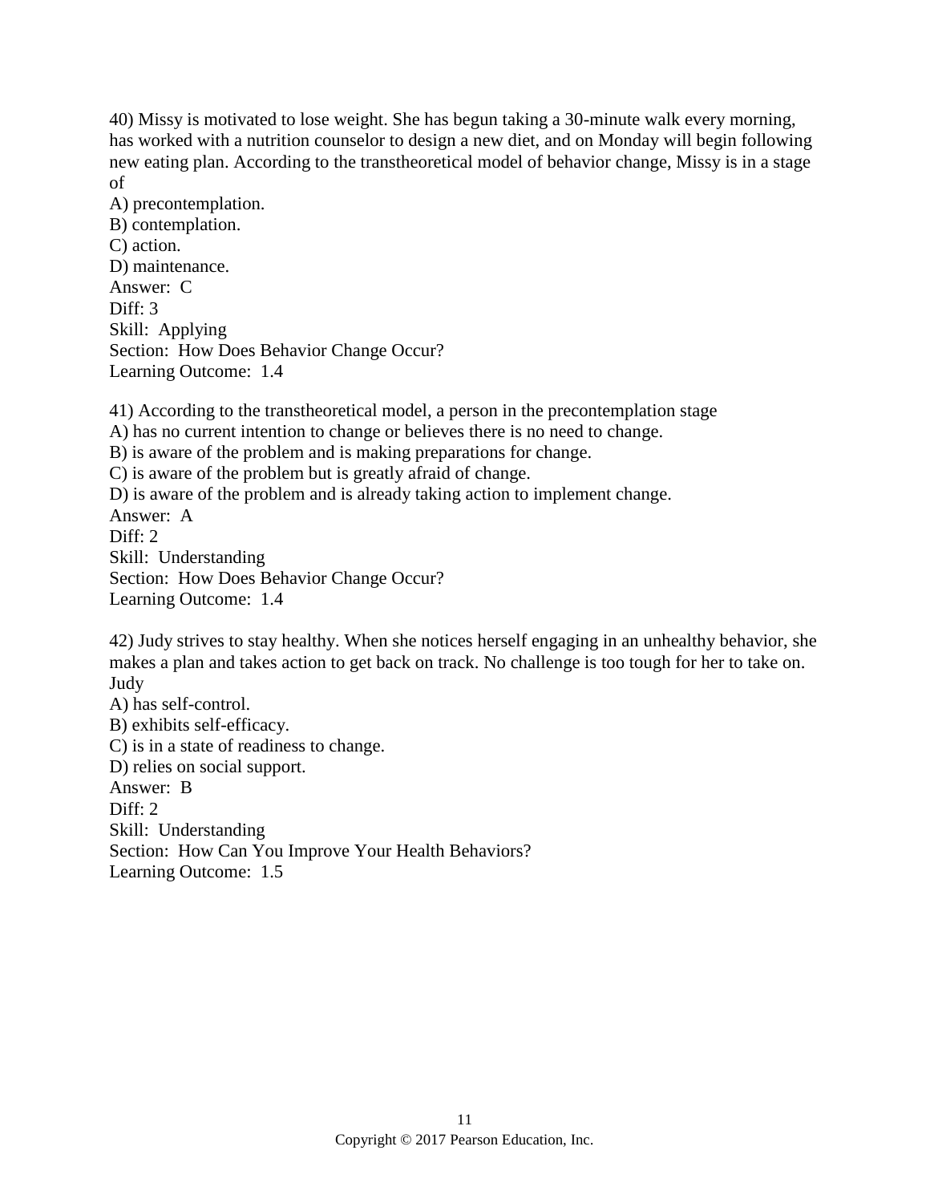40) Missy is motivated to lose weight. She has begun taking a 30-minute walk every morning, has worked with a nutrition counselor to design a new diet, and on Monday will begin following new eating plan. According to the transtheoretical model of behavior change, Missy is in a stage of

A) precontemplation.
B) contemplation.
C) action.
D) maintenance.
Answer: C
Diff: 3
Skill: Applying
Section: How Does Behavior Change Occur?
Learning Outcome: 1.4

41) According to the transtheoretical model, a person in the precontemplation stage

A) has no current intention to change or believes there is no need to change.
B) is aware of the problem and is making preparations for change.
C) is aware of the problem but is greatly afraid of change.
D) is aware of the problem and is already taking action to implement change.
Answer: A
Diff: 2
Skill: Understanding
Section: How Does Behavior Change Occur?
Learning Outcome: 1.4

42) Judy strives to stay healthy. When she notices herself engaging in an unhealthy behavior, she makes a plan and takes action to get back on track. No challenge is too tough for her to take on. Judy

A) has self-control.
B) exhibits self-efficacy.
C) is in a state of readiness to change.
D) relies on social support.
Answer: B
Diff: 2
Skill: Understanding
Section: How Can You Improve Your Health Behaviors?
Learning Outcome: 1.5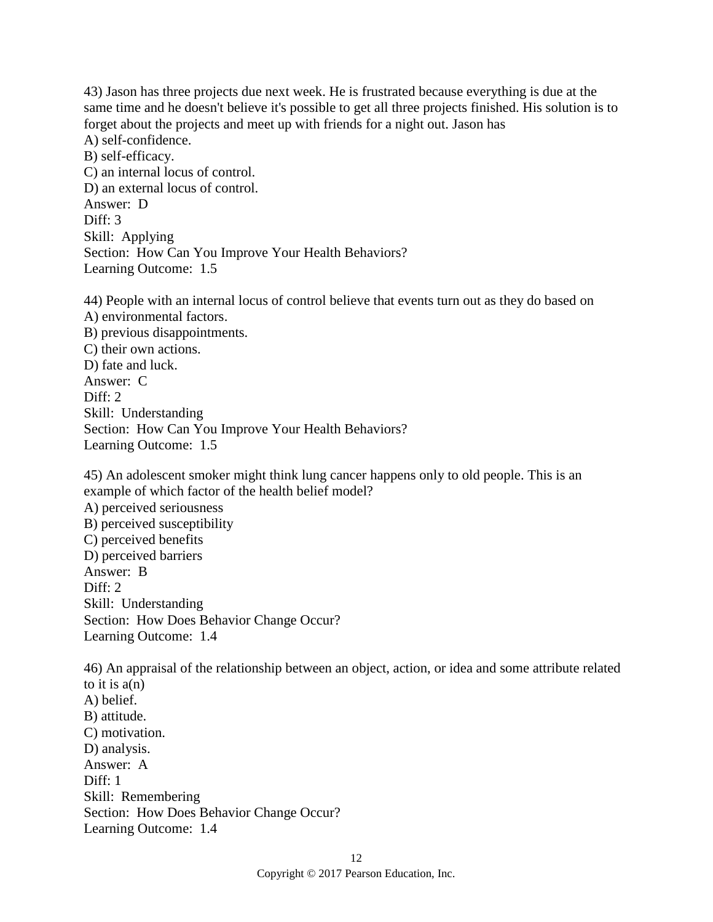43) Jason has three projects due next week. He is frustrated because everything is due at the same time and he doesn't believe it's possible to get all three projects finished. His solution is to forget about the projects and meet up with friends for a night out. Jason has

A) self-confidence.
B) self-efficacy.
C) an internal locus of control.
D) an external locus of control.

Answer: D
Diff: 3
Skill: Applying
Section: How Can You Improve Your Health Behaviors?
Learning Outcome: 1.5

44) People with an internal locus of control believe that events turn out as they do based on

A) environmental factors.
B) previous disappointments.
C) their own actions.
D) fate and luck.

Answer: C
Diff: 2
Skill: Understanding
Section: How Can You Improve Your Health Behaviors?
Learning Outcome: 1.5

45) An adolescent smoker might think lung cancer happens only to old people. This is an example of which factor of the health belief model?

A) perceived seriousness
B) perceived susceptibility
C) perceived benefits
D) perceived barriers

Answer: B
Diff: 2
Skill: Understanding
Section: How Does Behavior Change Occur?
Learning Outcome: 1.4

46) An appraisal of the relationship between an object, action, or idea and some attribute related to it is a(n)

A) belief.
B) attitude.
C) motivation.
D) analysis.

Answer: A
Diff: 1
Skill: Remembering
Section: How Does Behavior Change Occur?
Learning Outcome: 1.4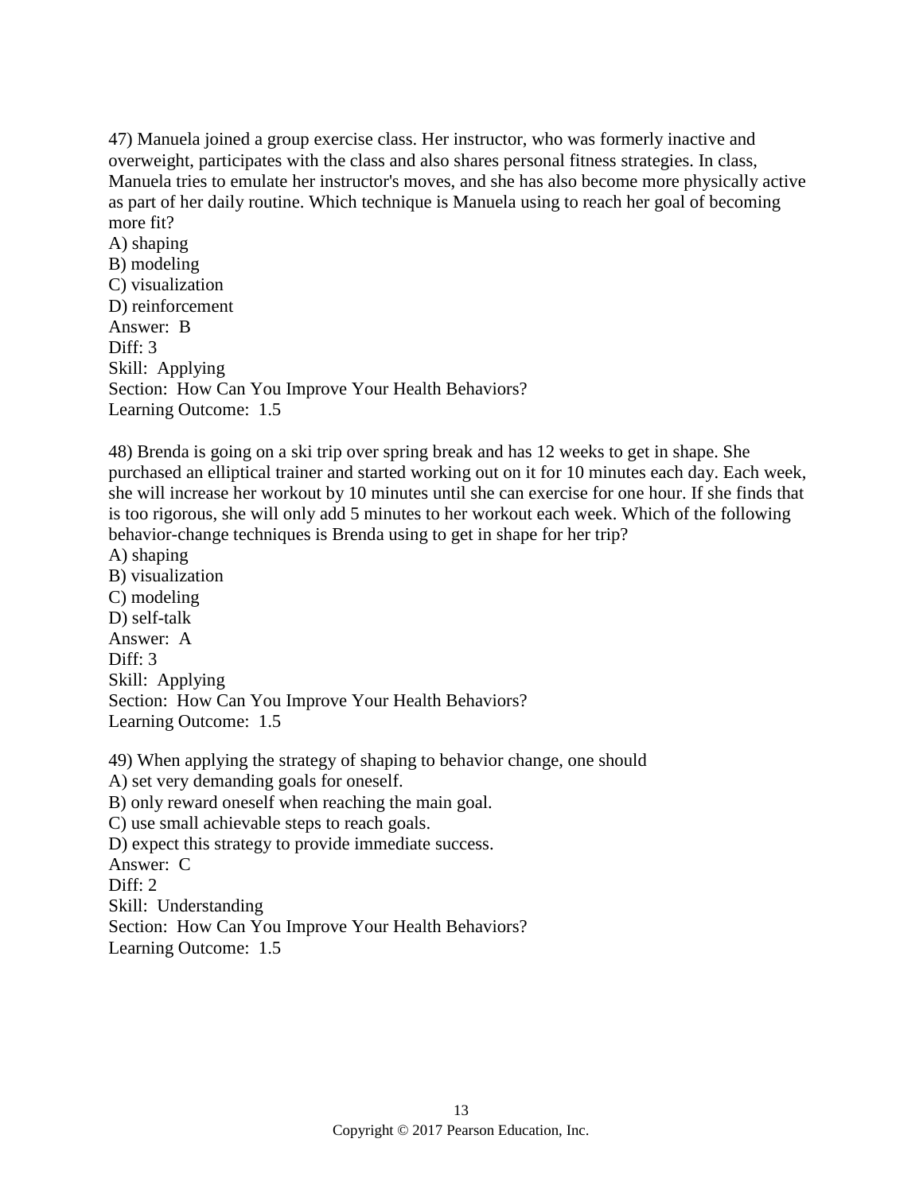47) Manuela joined a group exercise class. Her instructor, who was formerly inactive and overweight, participates with the class and also shares personal fitness strategies. In class, Manuela tries to emulate her instructor's moves, and she has also become more physically active as part of her daily routine. Which technique is Manuela using to reach her goal of becoming more fit?
A) shaping
B) modeling
C) visualization
D) reinforcement
Answer: B
Diff: 3
Skill: Applying
Section: How Can You Improve Your Health Behaviors?
Learning Outcome: 1.5

48) Brenda is going on a ski trip over spring break and has 12 weeks to get in shape. She purchased an elliptical trainer and started working out on it for 10 minutes each day. Each week, she will increase her workout by 10 minutes until she can exercise for one hour. If she finds that is too rigorous, she will only add 5 minutes to her workout each week. Which of the following behavior-change techniques is Brenda using to get in shape for her trip?
A) shaping
B) visualization
C) modeling
D) self-talk
Answer: A
Diff: 3
Skill: Applying
Section: How Can You Improve Your Health Behaviors?
Learning Outcome: 1.5

49) When applying the strategy of shaping to behavior change, one should
A) set very demanding goals for oneself.
B) only reward oneself when reaching the main goal.
C) use small achievable steps to reach goals.
D) expect this strategy to provide immediate success.
Answer: C
Diff: 2
Skill: Understanding
Section: How Can You Improve Your Health Behaviors?
Learning Outcome: 1.5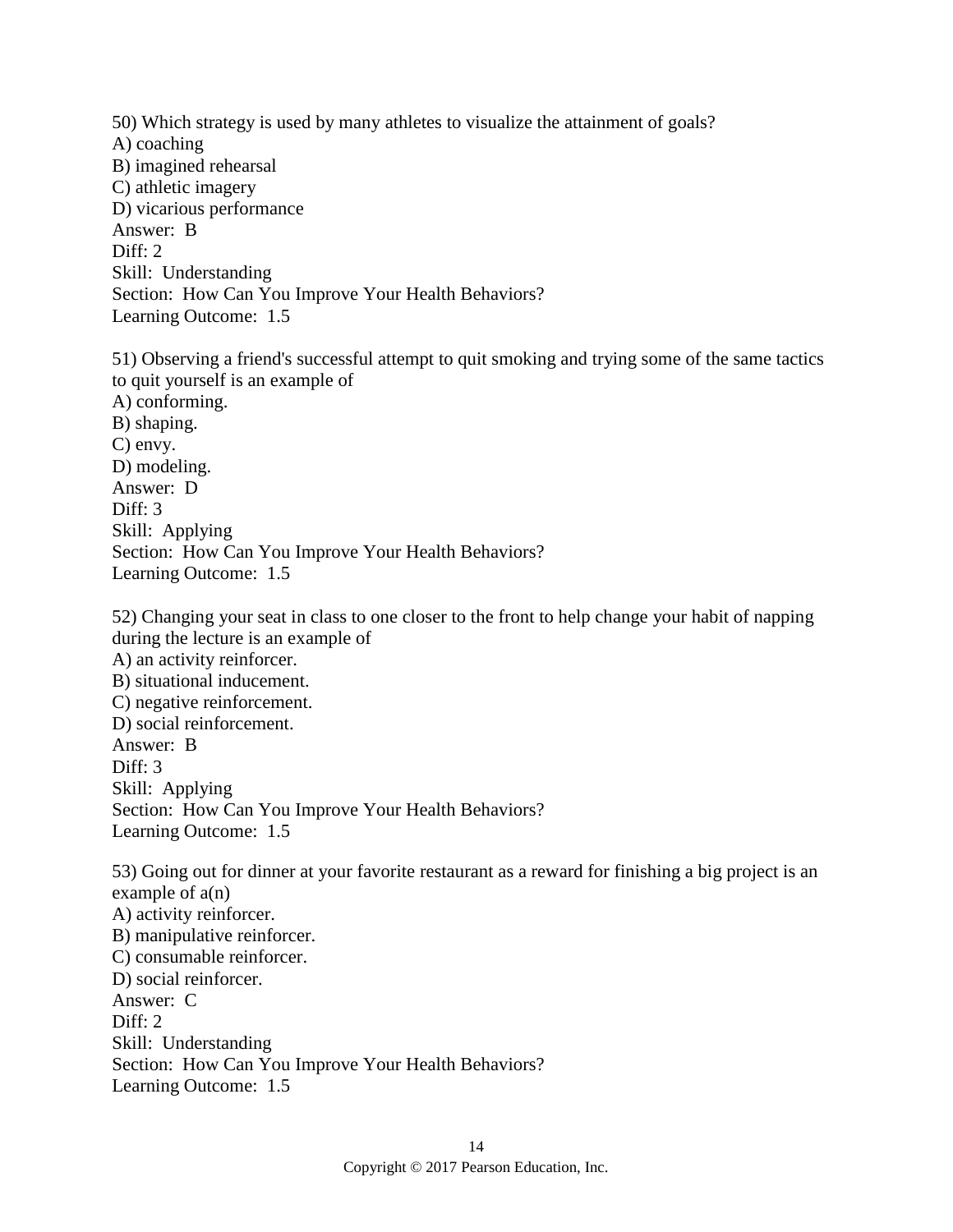50) Which strategy is used by many athletes to visualize the attainment of goals?
A) coaching
B) imagined rehearsal
C) athletic imagery
D) vicarious performance
Answer: B
Diff: 2
Skill: Understanding
Section: How Can You Improve Your Health Behaviors?
Learning Outcome: 1.5

51) Observing a friend's successful attempt to quit smoking and trying some of the same tactics to quit yourself is an example of
A) conforming.
B) shaping.
C) envy.
D) modeling.
Answer: D
Diff: 3
Skill: Applying
Section: How Can You Improve Your Health Behaviors?
Learning Outcome: 1.5

52) Changing your seat in class to one closer to the front to help change your habit of napping during the lecture is an example of
A) an activity reinforcer.
B) situational inducement.
C) negative reinforcement.
D) social reinforcement.
Answer: B
Diff: 3
Skill: Applying
Section: How Can You Improve Your Health Behaviors?
Learning Outcome: 1.5

53) Going out for dinner at your favorite restaurant as a reward for finishing a big project is an example of a(n)
A) activity reinforcer.
B) manipulative reinforcer.
C) consumable reinforcer.
D) social reinforcer.
Answer: C
Diff: 2
Skill: Understanding
Section: How Can You Improve Your Health Behaviors?
Learning Outcome: 1.5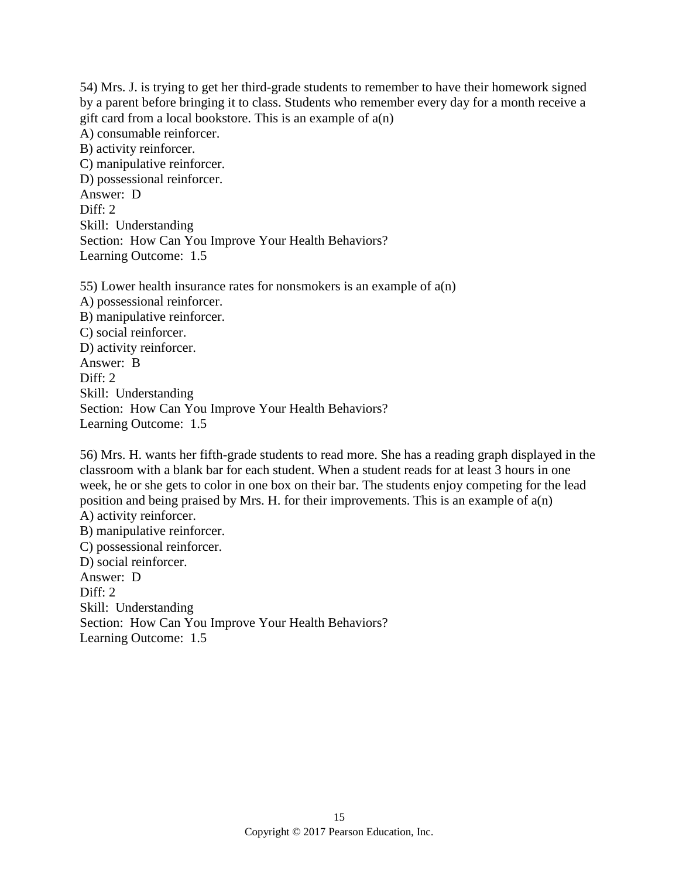54) Mrs. J. is trying to get her third-grade students to remember to have their homework signed by a parent before bringing it to class. Students who remember every day for a month receive a gift card from a local bookstore. This is an example of a(n)
A) consumable reinforcer.
B) activity reinforcer.
C) manipulative reinforcer.
D) possessional reinforcer.
Answer: D
Diff: 2
Skill: Understanding
Section: How Can You Improve Your Health Behaviors?
Learning Outcome: 1.5

55) Lower health insurance rates for nonsmokers is an example of a(n)
A) possessional reinforcer.
B) manipulative reinforcer.
C) social reinforcer.
D) activity reinforcer.
Answer: B
Diff: 2
Skill: Understanding
Section: How Can You Improve Your Health Behaviors?
Learning Outcome: 1.5

56) Mrs. H. wants her fifth-grade students to read more. She has a reading graph displayed in the classroom with a blank bar for each student. When a student reads for at least 3 hours in one week, he or she gets to color in one box on their bar. The students enjoy competing for the lead position and being praised by Mrs. H. for their improvements. This is an example of a(n)
A) activity reinforcer.
B) manipulative reinforcer.
C) possessional reinforcer.
D) social reinforcer.
Answer: D
Diff: 2
Skill: Understanding
Section: How Can You Improve Your Health Behaviors?
Learning Outcome: 1.5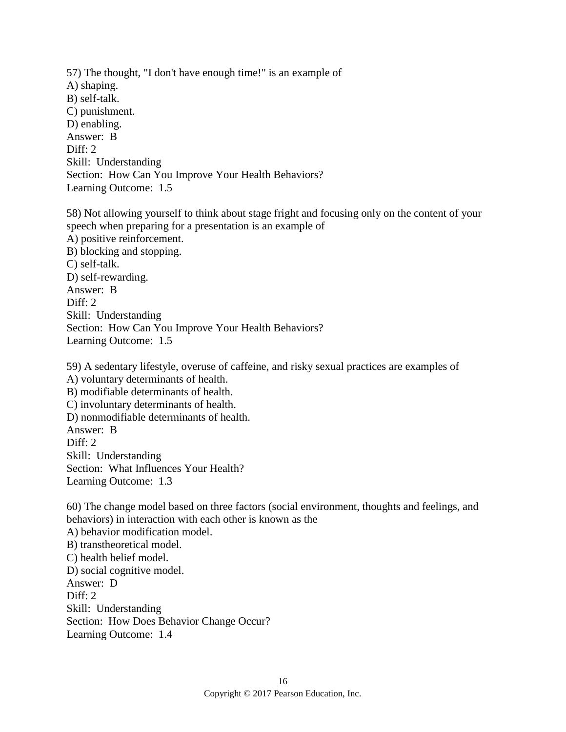57) The thought, "I don't have enough time!" is an example of
A) shaping.
B) self-talk.
C) punishment.
D) enabling.
Answer: B
Diff: 2
Skill: Understanding
Section: How Can You Improve Your Health Behaviors?
Learning Outcome: 1.5

58) Not allowing yourself to think about stage fright and focusing only on the content of your speech when preparing for a presentation is an example of
A) positive reinforcement.
B) blocking and stopping.
C) self-talk.
D) self-rewarding.
Answer: B
Diff: 2
Skill: Understanding
Section: How Can You Improve Your Health Behaviors?
Learning Outcome: 1.5

59) A sedentary lifestyle, overuse of caffeine, and risky sexual practices are examples of
A) voluntary determinants of health.
B) modifiable determinants of health.
C) involuntary determinants of health.
D) nonmodifiable determinants of health.
Answer: B
Diff: 2
Skill: Understanding
Section: What Influences Your Health?
Learning Outcome: 1.3

60) The change model based on three factors (social environment, thoughts and feelings, and behaviors) in interaction with each other is known as the
A) behavior modification model.
B) transtheoretical model.
C) health belief model.
D) social cognitive model.
Answer: D
Diff: 2
Skill: Understanding
Section: How Does Behavior Change Occur?
Learning Outcome: 1.4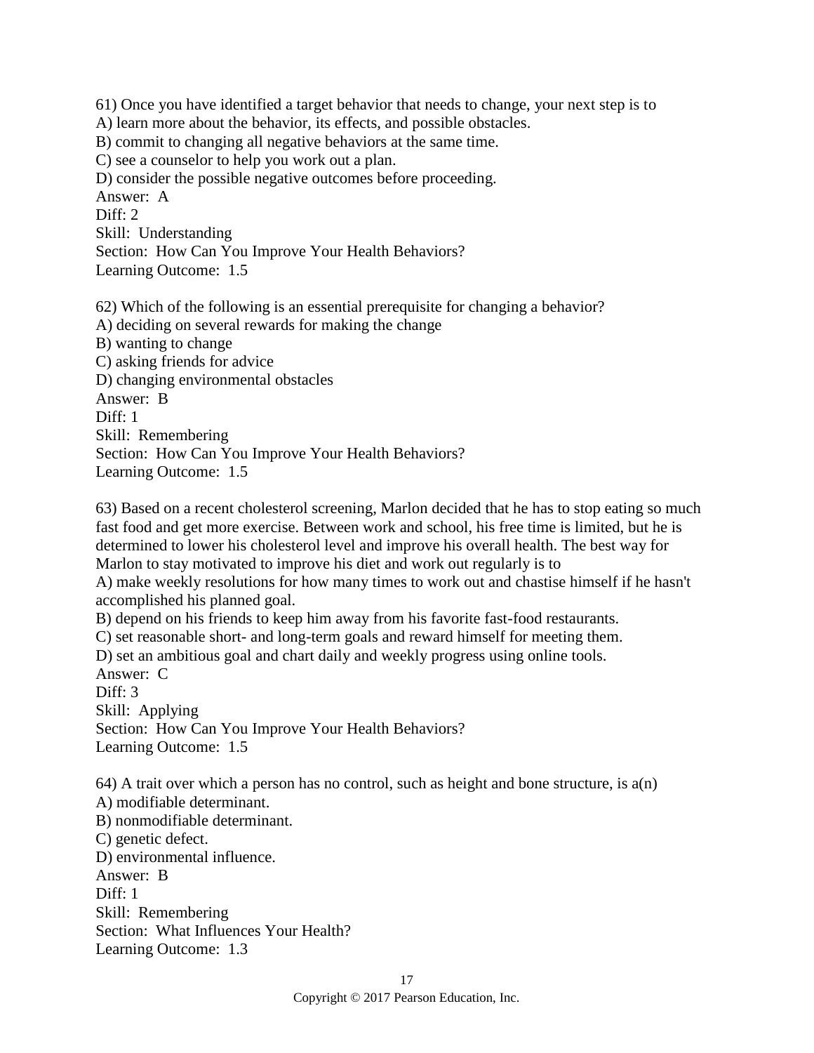61) Once you have identified a target behavior that needs to change, your next step is to
A) learn more about the behavior, its effects, and possible obstacles.
B) commit to changing all negative behaviors at the same time.
C) see a counselor to help you work out a plan.
D) consider the possible negative outcomes before proceeding.
Answer: A
Diff: 2
Skill: Understanding
Section: How Can You Improve Your Health Behaviors?
Learning Outcome: 1.5

62) Which of the following is an essential prerequisite for changing a behavior?
A) deciding on several rewards for making the change
B) wanting to change
C) asking friends for advice
D) changing environmental obstacles
Answer: B
Diff: 1
Skill: Remembering
Section: How Can You Improve Your Health Behaviors?
Learning Outcome: 1.5

63) Based on a recent cholesterol screening, Marlon decided that he has to stop eating so much fast food and get more exercise. Between work and school, his free time is limited, but he is determined to lower his cholesterol level and improve his overall health. The best way for Marlon to stay motivated to improve his diet and work out regularly is to
A) make weekly resolutions for how many times to work out and chastise himself if he hasn't accomplished his planned goal.
B) depend on his friends to keep him away from his favorite fast-food restaurants.
C) set reasonable short- and long-term goals and reward himself for meeting them.
D) set an ambitious goal and chart daily and weekly progress using online tools.
Answer: C
Diff: 3
Skill: Applying
Section: How Can You Improve Your Health Behaviors?
Learning Outcome: 1.5

64) A trait over which a person has no control, such as height and bone structure, is a(n)
A) modifiable determinant.
B) nonmodifiable determinant.
C) genetic defect.
D) environmental influence.
Answer: B
Diff: 1
Skill: Remembering
Section: What Influences Your Health?
Learning Outcome: 1.3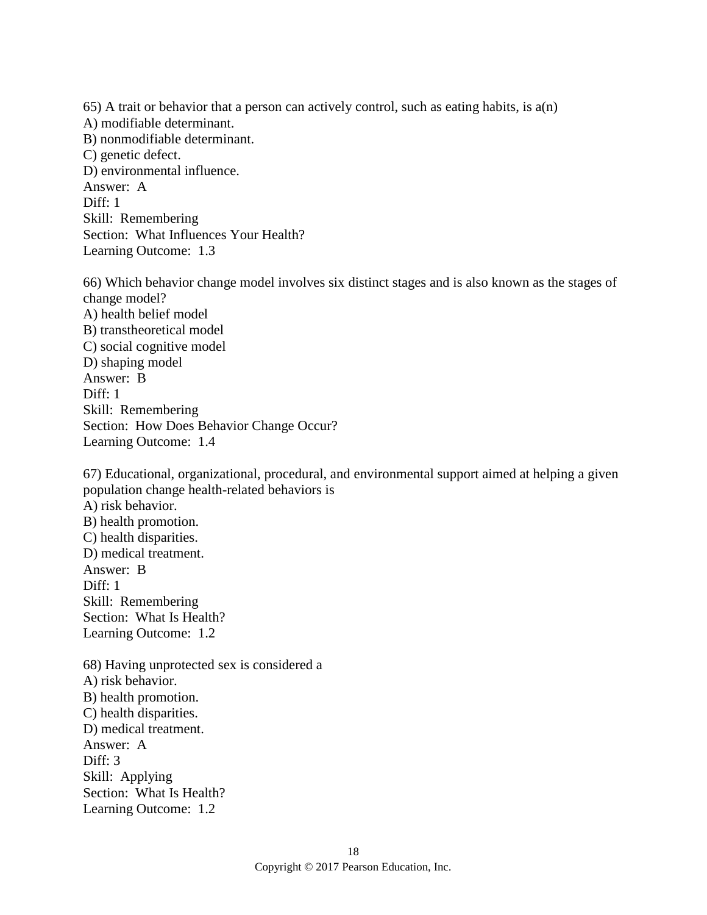65) A trait or behavior that a person can actively control, such as eating habits, is a(n)
A) modifiable determinant.
B) nonmodifiable determinant.
C) genetic defect.
D) environmental influence.
Answer: A
Diff: 1
Skill: Remembering
Section: What Influences Your Health?
Learning Outcome: 1.3

66) Which behavior change model involves six distinct stages and is also known as the stages of change model?
A) health belief model
B) transtheoretical model
C) social cognitive model
D) shaping model
Answer: B
Diff: 1
Skill: Remembering
Section: How Does Behavior Change Occur?
Learning Outcome: 1.4

67) Educational, organizational, procedural, and environmental support aimed at helping a given population change health-related behaviors is
A) risk behavior.
B) health promotion.
C) health disparities.
D) medical treatment.
Answer: B
Diff: 1
Skill: Remembering
Section: What Is Health?
Learning Outcome: 1.2

68) Having unprotected sex is considered a
A) risk behavior.
B) health promotion.
C) health disparities.
D) medical treatment.
Answer: A
Diff: 3
Skill: Applying
Section: What Is Health?
Learning Outcome: 1.2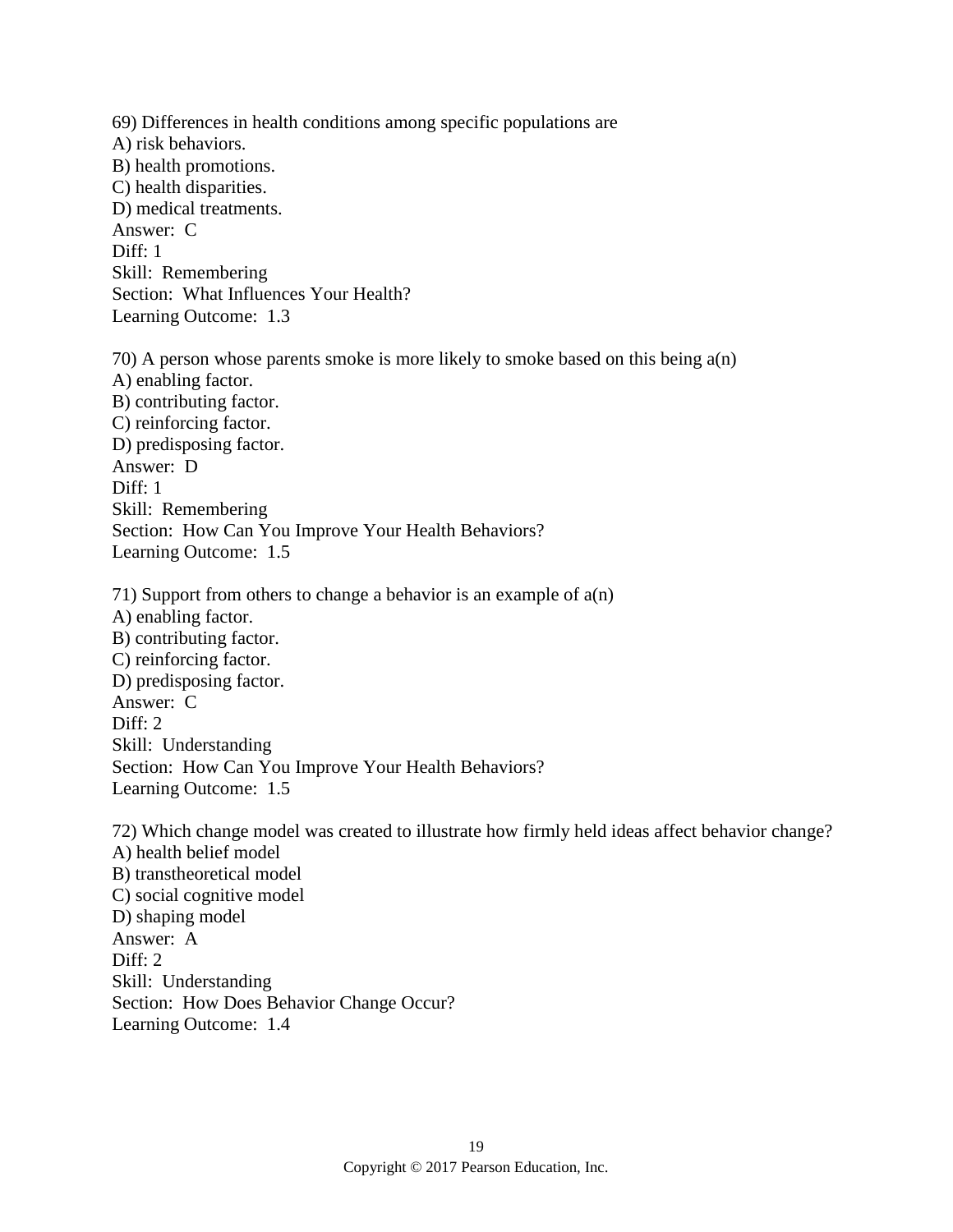69) Differences in health conditions among specific populations are
A) risk behaviors.
B) health promotions.
C) health disparities.
D) medical treatments.
Answer: C
Diff: 1
Skill: Remembering
Section: What Influences Your Health?
Learning Outcome: 1.3

70) A person whose parents smoke is more likely to smoke based on this being a(n)
A) enabling factor.
B) contributing factor.
C) reinforcing factor.
D) predisposing factor.
Answer: D
Diff: 1
Skill: Remembering
Section: How Can You Improve Your Health Behaviors?
Learning Outcome: 1.5

71) Support from others to change a behavior is an example of a(n)
A) enabling factor.
B) contributing factor.
C) reinforcing factor.
D) predisposing factor.
Answer: C
Diff: 2
Skill: Understanding
Section: How Can You Improve Your Health Behaviors?
Learning Outcome: 1.5

72) Which change model was created to illustrate how firmly held ideas affect behavior change?
A) health belief model
B) transtheoretical model
C) social cognitive model
D) shaping model
Answer: A
Diff: 2
Skill: Understanding
Section: How Does Behavior Change Occur?
Learning Outcome: 1.4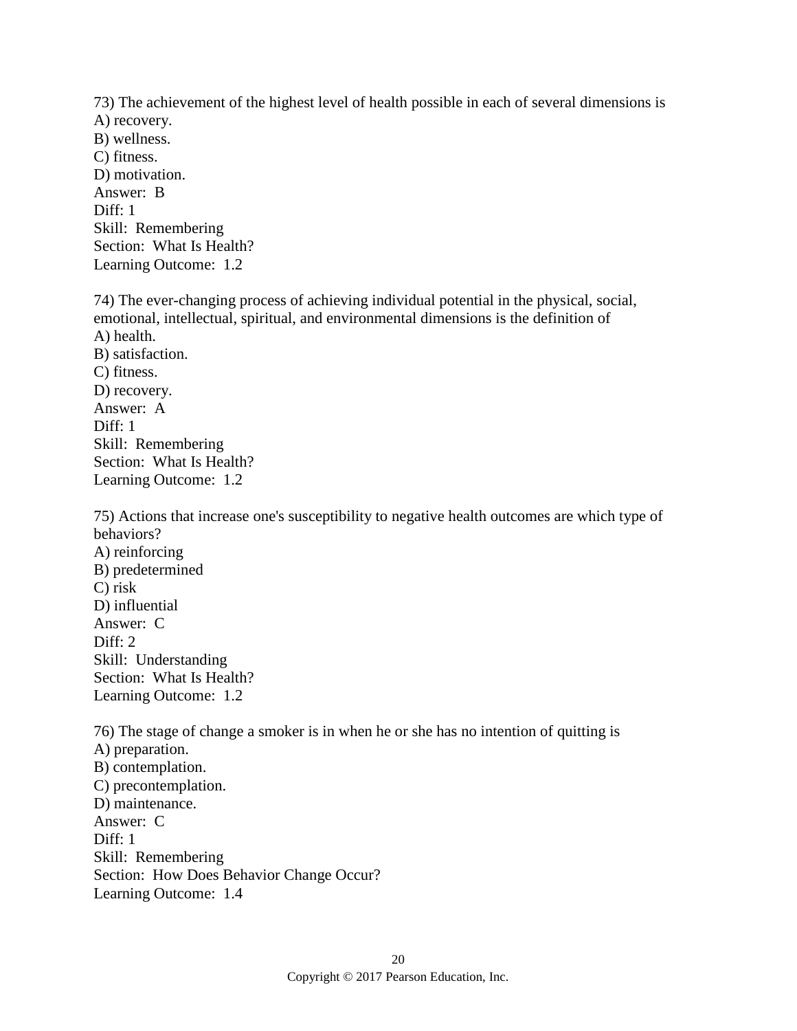73) The achievement of the highest level of health possible in each of several dimensions is
A) recovery.
B) wellness.
C) fitness.
D) motivation.
Answer: B
Diff: 1
Skill: Remembering
Section: What Is Health?
Learning Outcome: 1.2

74) The ever-changing process of achieving individual potential in the physical, social, emotional, intellectual, spiritual, and environmental dimensions is the definition of
A) health.
B) satisfaction.
C) fitness.
D) recovery.
Answer: A
Diff: 1
Skill: Remembering
Section: What Is Health?
Learning Outcome: 1.2

75) Actions that increase one's susceptibility to negative health outcomes are which type of behaviors?
A) reinforcing
B) predetermined
C) risk
D) influential
Answer: C
Diff: 2
Skill: Understanding
Section: What Is Health?
Learning Outcome: 1.2

76) The stage of change a smoker is in when he or she has no intention of quitting is
A) preparation.
B) contemplation.
C) precontemplation.
D) maintenance.
Answer: C
Diff: 1
Skill: Remembering
Section: How Does Behavior Change Occur?
Learning Outcome: 1.4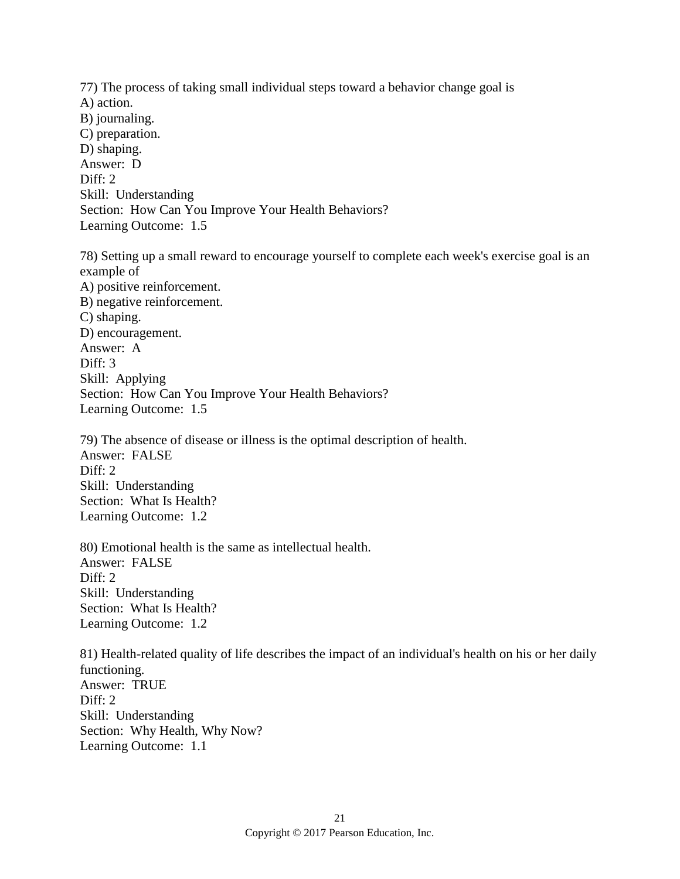77) The process of taking small individual steps toward a behavior change goal is
A) action.
B) journaling.
C) preparation.
D) shaping.
Answer: D
Diff: 2
Skill: Understanding
Section: How Can You Improve Your Health Behaviors?
Learning Outcome: 1.5

78) Setting up a small reward to encourage yourself to complete each week's exercise goal is an example of
A) positive reinforcement.
B) negative reinforcement.
C) shaping.
D) encouragement.
Answer: A
Diff: 3
Skill: Applying
Section: How Can You Improve Your Health Behaviors?
Learning Outcome: 1.5

79) The absence of disease or illness is the optimal description of health.
Answer: FALSE
Diff: 2
Skill: Understanding
Section: What Is Health?
Learning Outcome: 1.2

80) Emotional health is the same as intellectual health.
Answer: FALSE
Diff: 2
Skill: Understanding
Section: What Is Health?
Learning Outcome: 1.2

81) Health-related quality of life describes the impact of an individual's health on his or her daily functioning.
Answer: TRUE
Diff: 2
Skill: Understanding
Section: Why Health, Why Now?
Learning Outcome: 1.1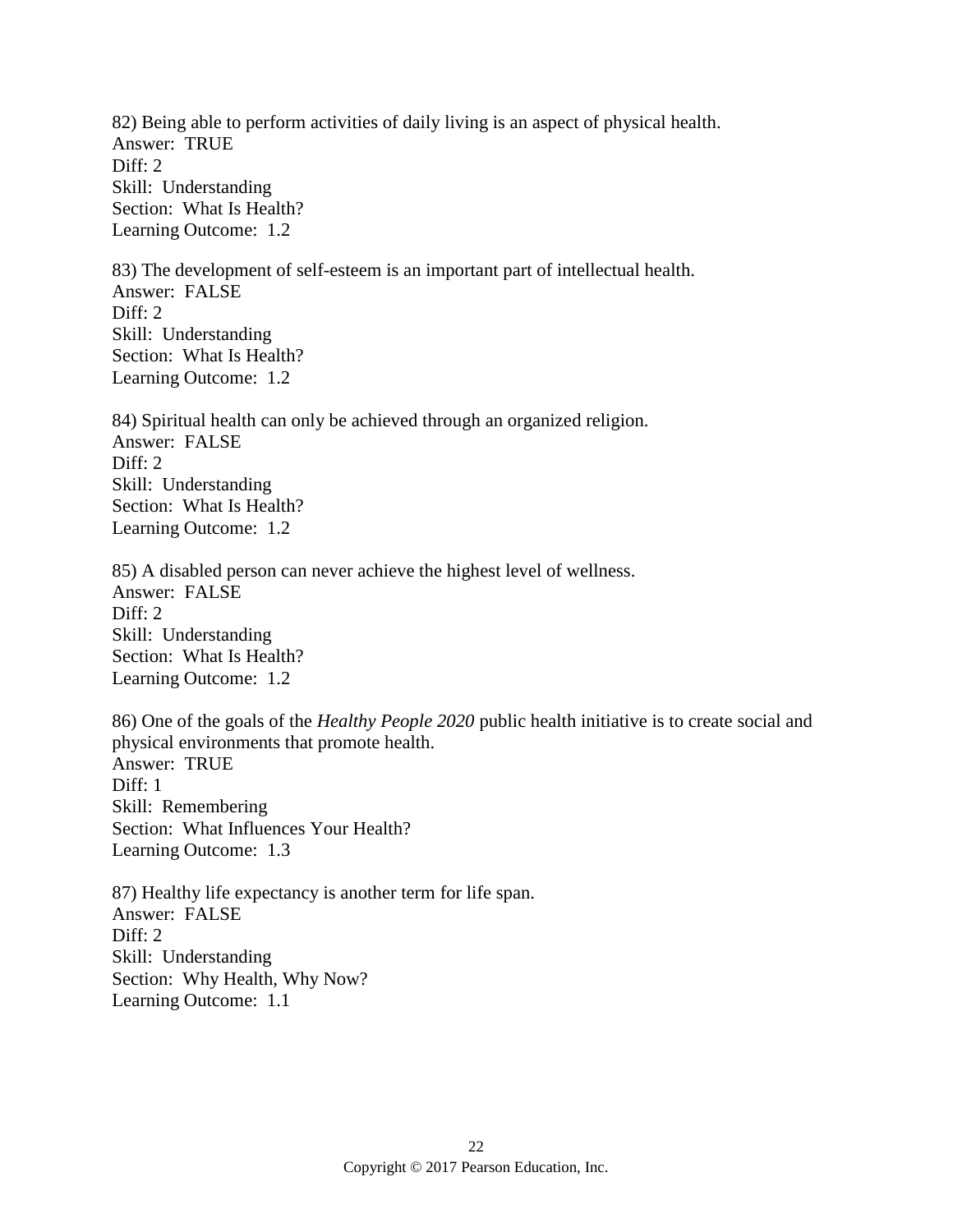82) Being able to perform activities of daily living is an aspect of physical health.
Answer: TRUE
Diff: 2
Skill: Understanding
Section: What Is Health?
Learning Outcome: 1.2

83) The development of self-esteem is an important part of intellectual health.
Answer: FALSE
Diff: 2
Skill: Understanding
Section: What Is Health?
Learning Outcome: 1.2

84) Spiritual health can only be achieved through an organized religion.
Answer: FALSE
Diff: 2
Skill: Understanding
Section: What Is Health?
Learning Outcome: 1.2

85) A disabled person can never achieve the highest level of wellness.
Answer: FALSE
Diff: 2
Skill: Understanding
Section: What Is Health?
Learning Outcome: 1.2

86) One of the goals of the *Healthy People 2020* public health initiative is to create social and physical environments that promote health.
Answer: TRUE
Diff: 1
Skill: Remembering
Section: What Influences Your Health?
Learning Outcome: 1.3

87) Healthy life expectancy is another term for life span.
Answer: FALSE
Diff: 2
Skill: Understanding
Section: Why Health, Why Now?
Learning Outcome: 1.1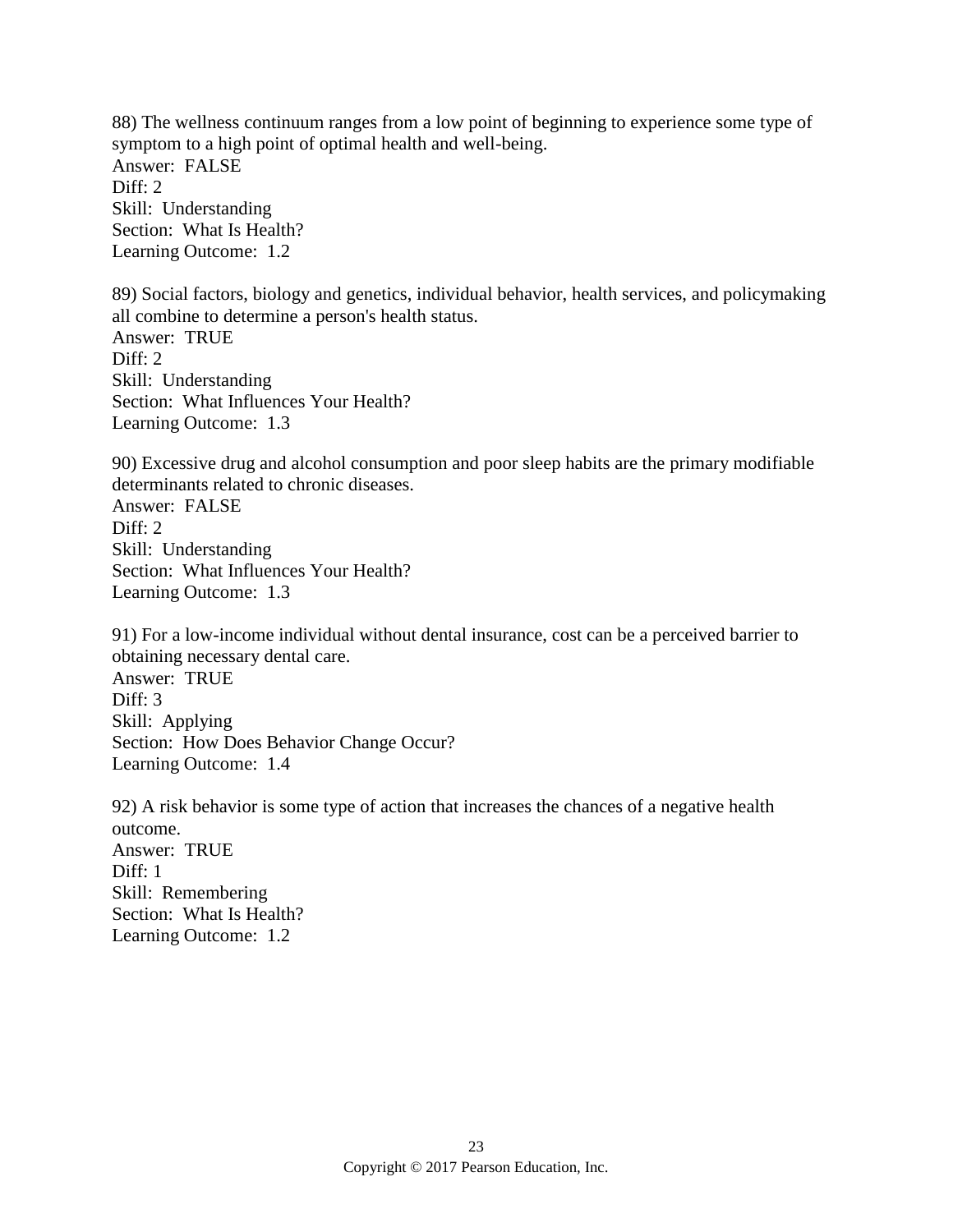88) The wellness continuum ranges from a low point of beginning to experience some type of symptom to a high point of optimal health and well-being.
Answer: FALSE
Diff: 2
Skill: Understanding
Section: What Is Health?
Learning Outcome: 1.2

89) Social factors, biology and genetics, individual behavior, health services, and policymaking all combine to determine a person's health status.
Answer: TRUE
Diff: 2
Skill: Understanding
Section: What Influences Your Health?
Learning Outcome: 1.3

90) Excessive drug and alcohol consumption and poor sleep habits are the primary modifiable determinants related to chronic diseases.
Answer: FALSE
Diff: 2
Skill: Understanding
Section: What Influences Your Health?
Learning Outcome: 1.3

91) For a low-income individual without dental insurance, cost can be a perceived barrier to obtaining necessary dental care.
Answer: TRUE
Diff: 3
Skill: Applying
Section: How Does Behavior Change Occur?
Learning Outcome: 1.4

92) A risk behavior is some type of action that increases the chances of a negative health outcome.
Answer: TRUE
Diff: 1
Skill: Remembering
Section: What Is Health?
Learning Outcome: 1.2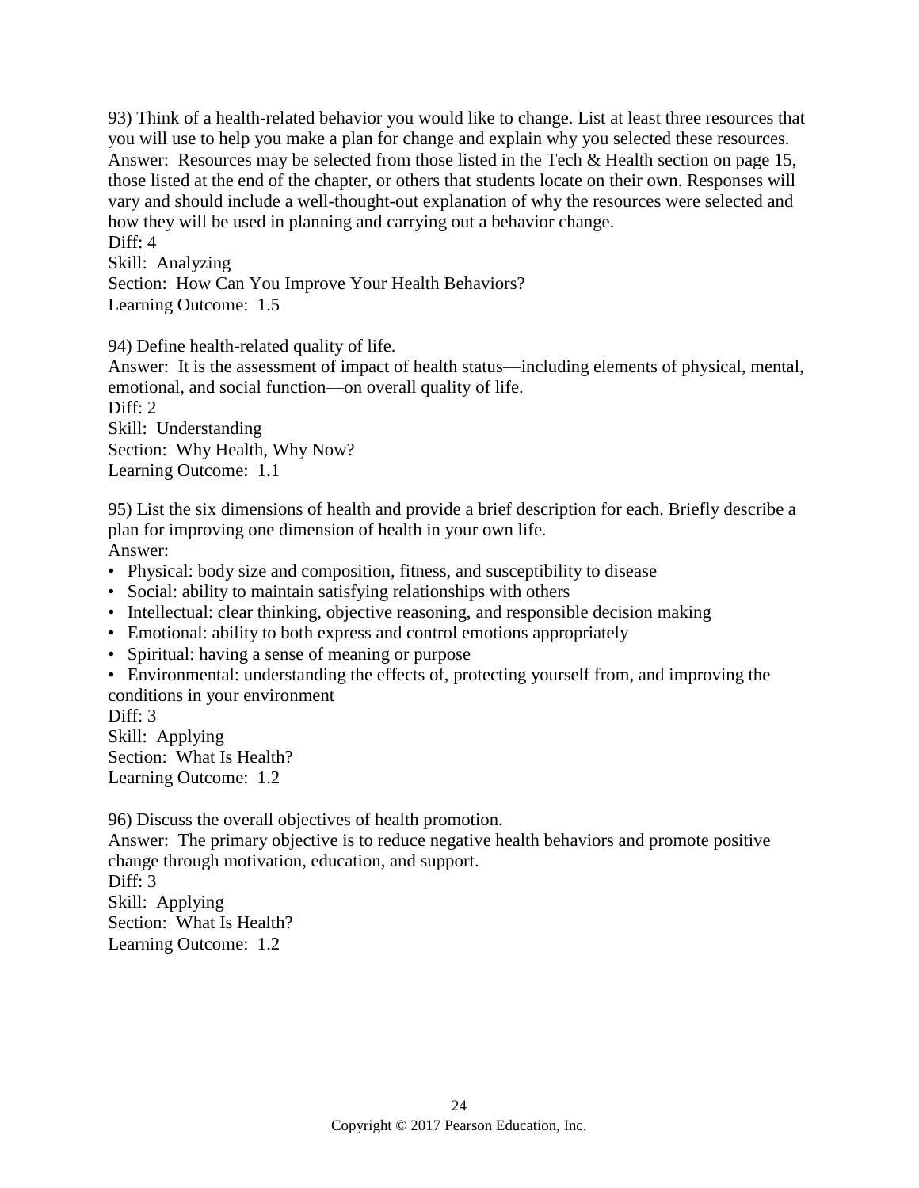93) Think of a health-related behavior you would like to change. List at least three resources that you will use to help you make a plan for change and explain why you selected these resources.
Answer: Resources may be selected from those listed in the Tech & Health section on page 15, those listed at the end of the chapter, or others that students locate on their own. Responses will vary and should include a well-thought-out explanation of why the resources were selected and how they will be used in planning and carrying out a behavior change.
Diff: 4
Skill: Analyzing
Section: How Can You Improve Your Health Behaviors?
Learning Outcome: 1.5

94) Define health-related quality of life.
Answer: It is the assessment of impact of health status—including elements of physical, mental, emotional, and social function—on overall quality of life.
Diff: 2
Skill: Understanding
Section: Why Health, Why Now?
Learning Outcome: 1.1

95) List the six dimensions of health and provide a brief description for each. Briefly describe a plan for improving one dimension of health in your own life.
Answer:

- Physical: body size and composition, fitness, and susceptibility to disease
- Social: ability to maintain satisfying relationships with others
- Intellectual: clear thinking, objective reasoning, and responsible decision making
- Emotional: ability to both express and control emotions appropriately
- Spiritual: having a sense of meaning or purpose
- Environmental: understanding the effects of, protecting yourself from, and improving the conditions in your environment

Diff: 3
Skill: Applying
Section: What Is Health?
Learning Outcome: 1.2

96) Discuss the overall objectives of health promotion.
Answer: The primary objective is to reduce negative health behaviors and promote positive change through motivation, education, and support.
Diff: 3
Skill: Applying
Section: What Is Health?
Learning Outcome: 1.2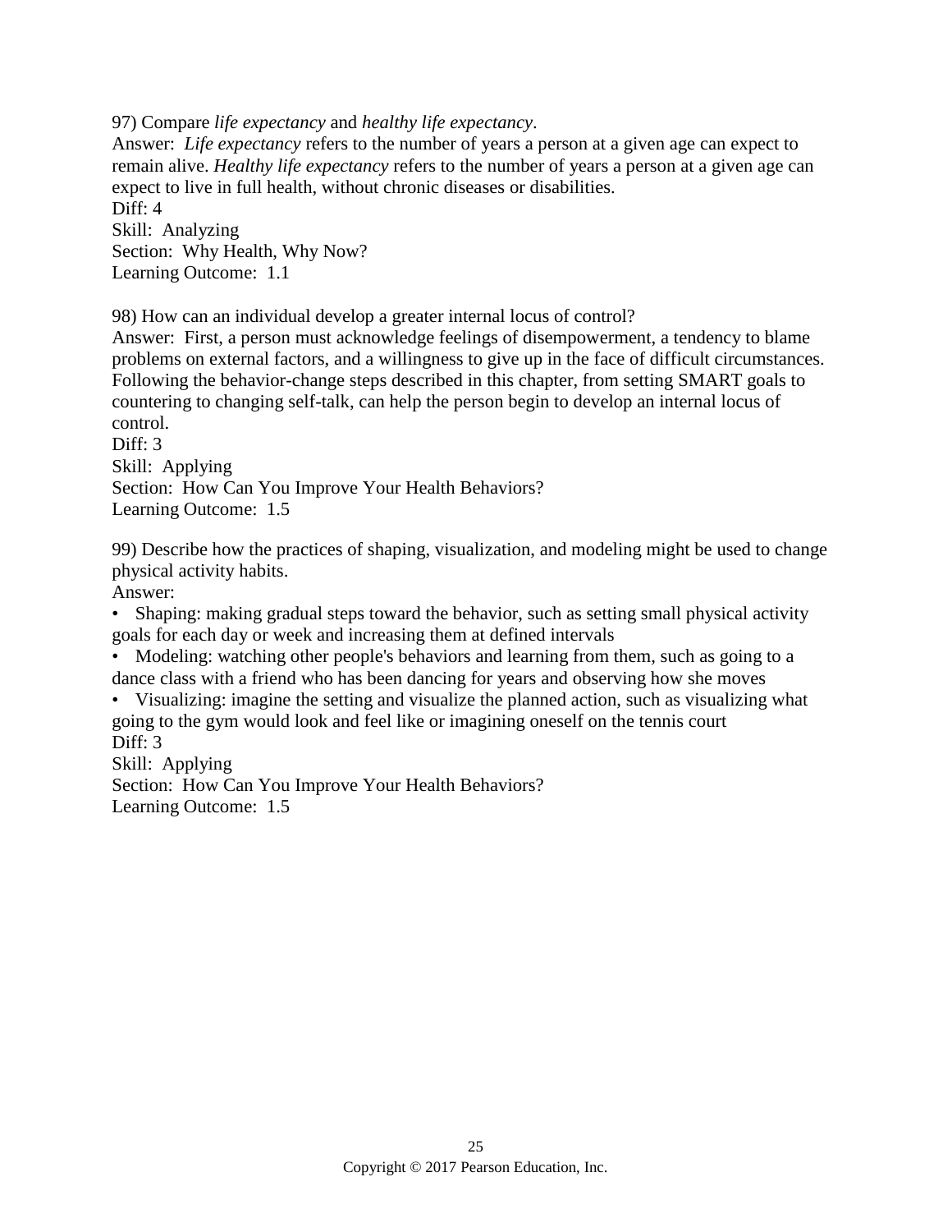97) Compare *life expectancy* and *healthy life expectancy*.

Answer: *Life expectancy* refers to the number of years a person at a given age can expect to remain alive. *Healthy life expectancy* refers to the number of years a person at a given age can expect to live in full health, without chronic diseases or disabilities.

Diff: 4

Skill: Analyzing

Section: Why Health, Why Now?

Learning Outcome: 1.1

98) How can an individual develop a greater internal locus of control?

Answer: First, a person must acknowledge feelings of disempowerment, a tendency to blame problems on external factors, and a willingness to give up in the face of difficult circumstances. Following the behavior-change steps described in this chapter, from setting SMART goals to countering to changing self-talk, can help the person begin to develop an internal locus of control.

Diff: 3

Skill: Applying

Section: How Can You Improve Your Health Behaviors?

Learning Outcome: 1.5

99) Describe how the practices of shaping, visualization, and modeling might be used to change physical activity habits.

Answer:

- Shaping: making gradual steps toward the behavior, such as setting small physical activity goals for each day or week and increasing them at defined intervals
- Modeling: watching other people's behaviors and learning from them, such as going to a dance class with a friend who has been dancing for years and observing how she moves
- Visualizing: imagine the setting and visualize the planned action, such as visualizing what going to the gym would look and feel like or imagining oneself on the tennis court

Diff: 3

Skill: Applying

Section: How Can You Improve Your Health Behaviors?

Learning Outcome: 1.5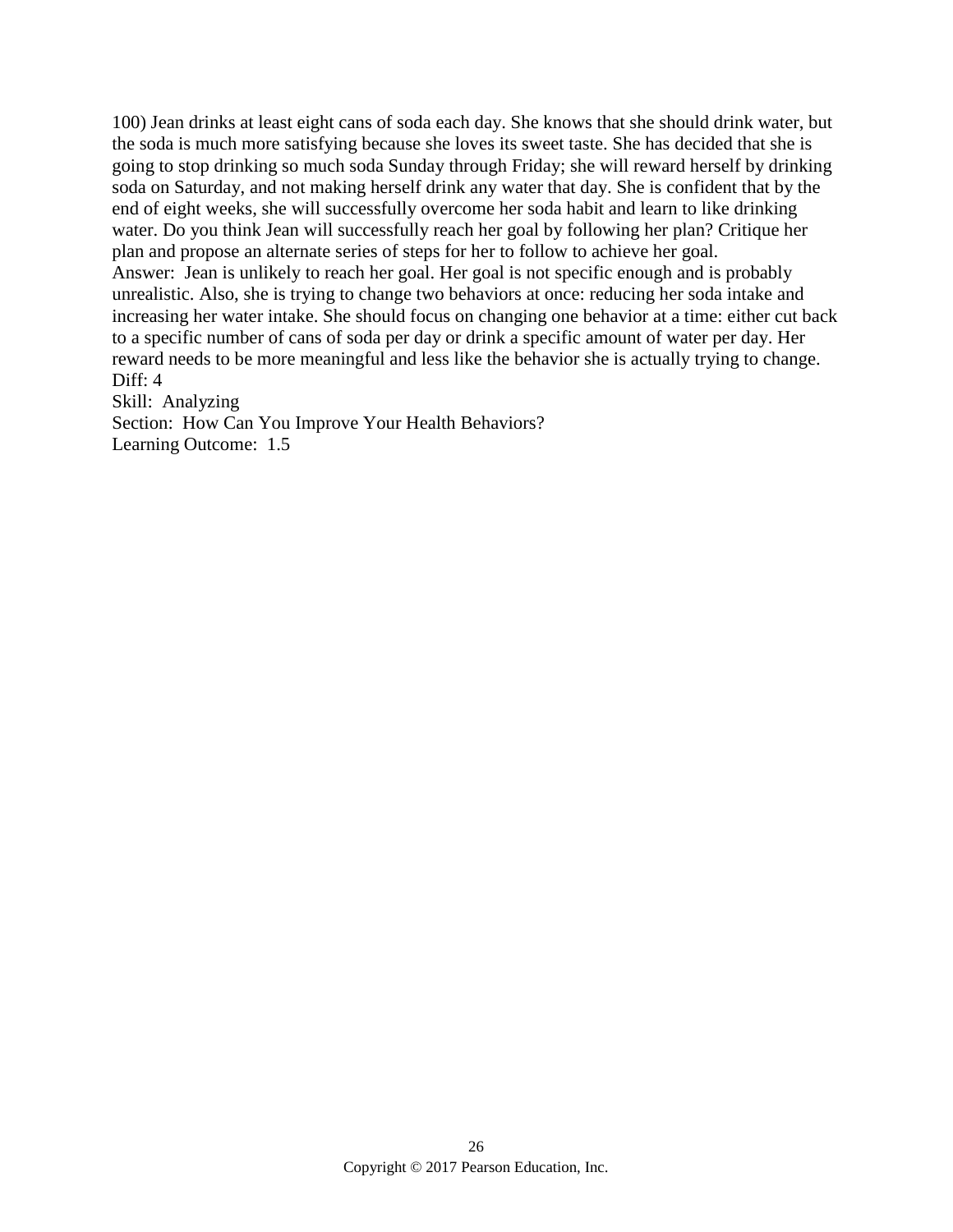100) Jean drinks at least eight cans of soda each day. She knows that she should drink water, but the soda is much more satisfying because she loves its sweet taste. She has decided that she is going to stop drinking so much soda Sunday through Friday; she will reward herself by drinking soda on Saturday, and not making herself drink any water that day. She is confident that by the end of eight weeks, she will successfully overcome her soda habit and learn to like drinking water. Do you think Jean will successfully reach her goal by following her plan? Critique her plan and propose an alternate series of steps for her to follow to achieve her goal.
Answer: Jean is unlikely to reach her goal. Her goal is not specific enough and is probably unrealistic. Also, she is trying to change two behaviors at once: reducing her soda intake and increasing her water intake. She should focus on changing one behavior at a time: either cut back to a specific number of cans of soda per day or drink a specific amount of water per day. Her reward needs to be more meaningful and less like the behavior she is actually trying to change.
Diff: 4
Skill: Analyzing
Section: How Can You Improve Your Health Behaviors?
Learning Outcome: 1.5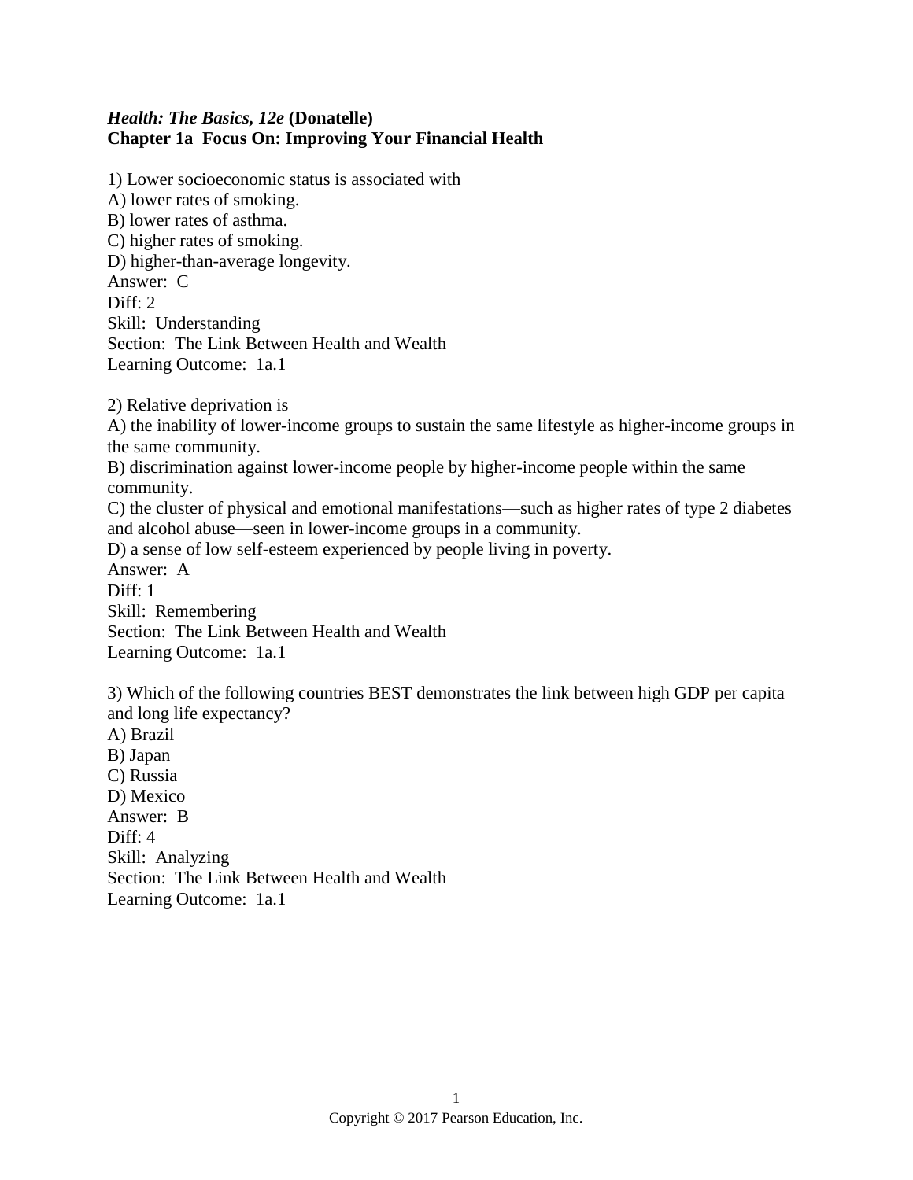***Health: The Basics, 12e* (Donatelle)**
**Chapter 1a Focus On: Improving Your Financial Health**

1) Lower socioeconomic status is associated with
A) lower rates of smoking.
B) lower rates of asthma.
C) higher rates of smoking.
D) higher-than-average longevity.
Answer: C
Diff: 2
Skill: Understanding
Section: The Link Between Health and Wealth
Learning Outcome: 1a.1

2) Relative deprivation is
A) the inability of lower-income groups to sustain the same lifestyle as higher-income groups in the same community.
B) discrimination against lower-income people by higher-income people within the same community.
C) the cluster of physical and emotional manifestations—such as higher rates of type 2 diabetes and alcohol abuse—seen in lower-income groups in a community.
D) a sense of low self-esteem experienced by people living in poverty.
Answer: A
Diff: 1
Skill: Remembering
Section: The Link Between Health and Wealth
Learning Outcome: 1a.1

3) Which of the following countries BEST demonstrates the link between high GDP per capita and long life expectancy?
A) Brazil
B) Japan
C) Russia
D) Mexico
Answer: B
Diff: 4
Skill: Analyzing
Section: The Link Between Health and Wealth
Learning Outcome: 1a.1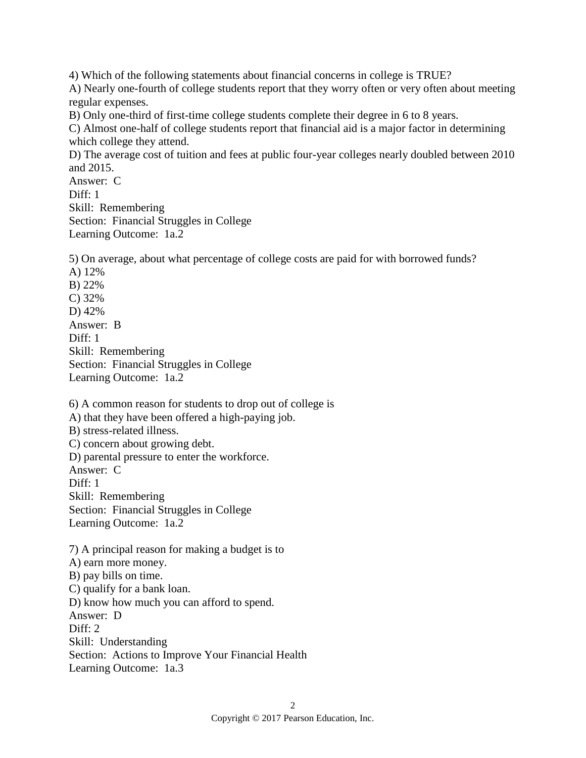4) Which of the following statements about financial concerns in college is TRUE?
A) Nearly one-fourth of college students report that they worry often or very often about meeting regular expenses.
B) Only one-third of first-time college students complete their degree in 6 to 8 years.
C) Almost one-half of college students report that financial aid is a major factor in determining which college they attend.
D) The average cost of tuition and fees at public four-year colleges nearly doubled between 2010 and 2015.
Answer: C
Diff: 1
Skill: Remembering
Section: Financial Struggles in College
Learning Outcome: 1a.2

5) On average, about what percentage of college costs are paid for with borrowed funds?
A) 12%
B) 22%
C) 32%
D) 42%
Answer: B
Diff: 1
Skill: Remembering
Section: Financial Struggles in College
Learning Outcome: 1a.2

6) A common reason for students to drop out of college is
A) that they have been offered a high-paying job.
B) stress-related illness.
C) concern about growing debt.
D) parental pressure to enter the workforce.
Answer: C
Diff: 1
Skill: Remembering
Section: Financial Struggles in College
Learning Outcome: 1a.2

7) A principal reason for making a budget is to
A) earn more money.
B) pay bills on time.
C) qualify for a bank loan.
D) know how much you can afford to spend.
Answer: D
Diff: 2
Skill: Understanding
Section: Actions to Improve Your Financial Health
Learning Outcome: 1a.3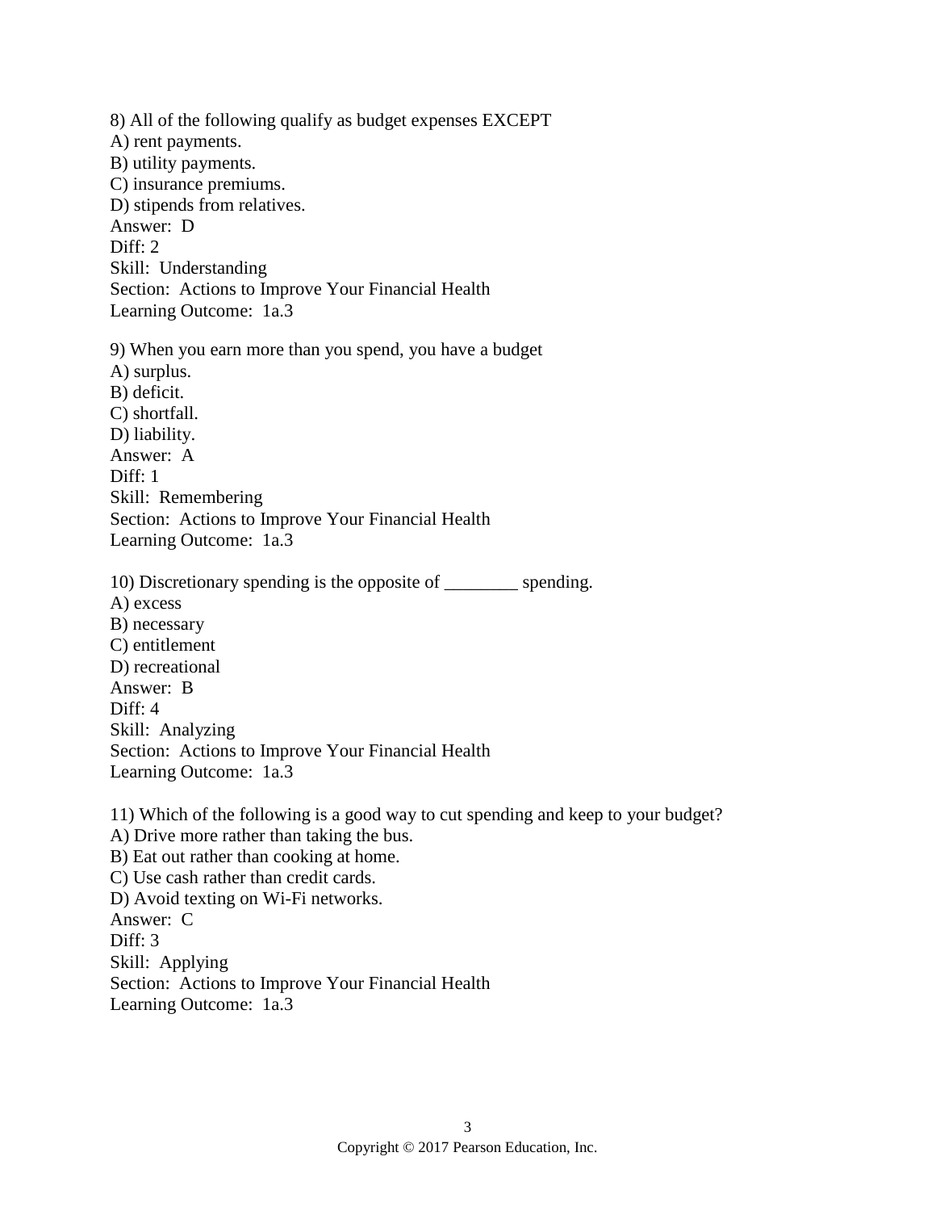8) All of the following qualify as budget expenses EXCEPT
A) rent payments.
B) utility payments.
C) insurance premiums.
D) stipends from relatives.
Answer: D
Diff: 2
Skill: Understanding
Section: Actions to Improve Your Financial Health
Learning Outcome: 1a.3

9) When you earn more than you spend, you have a budget
A) surplus.
B) deficit.
C) shortfall.
D) liability.
Answer: A
Diff: 1
Skill: Remembering
Section: Actions to Improve Your Financial Health
Learning Outcome: 1a.3

10) Discretionary spending is the opposite of ________ spending.
A) excess
B) necessary
C) entitlement
D) recreational
Answer: B
Diff: 4
Skill: Analyzing
Section: Actions to Improve Your Financial Health
Learning Outcome: 1a.3

11) Which of the following is a good way to cut spending and keep to your budget?
A) Drive more rather than taking the bus.
B) Eat out rather than cooking at home.
C) Use cash rather than credit cards.
D) Avoid texting on Wi-Fi networks.
Answer: C
Diff: 3
Skill: Applying
Section: Actions to Improve Your Financial Health
Learning Outcome: 1a.3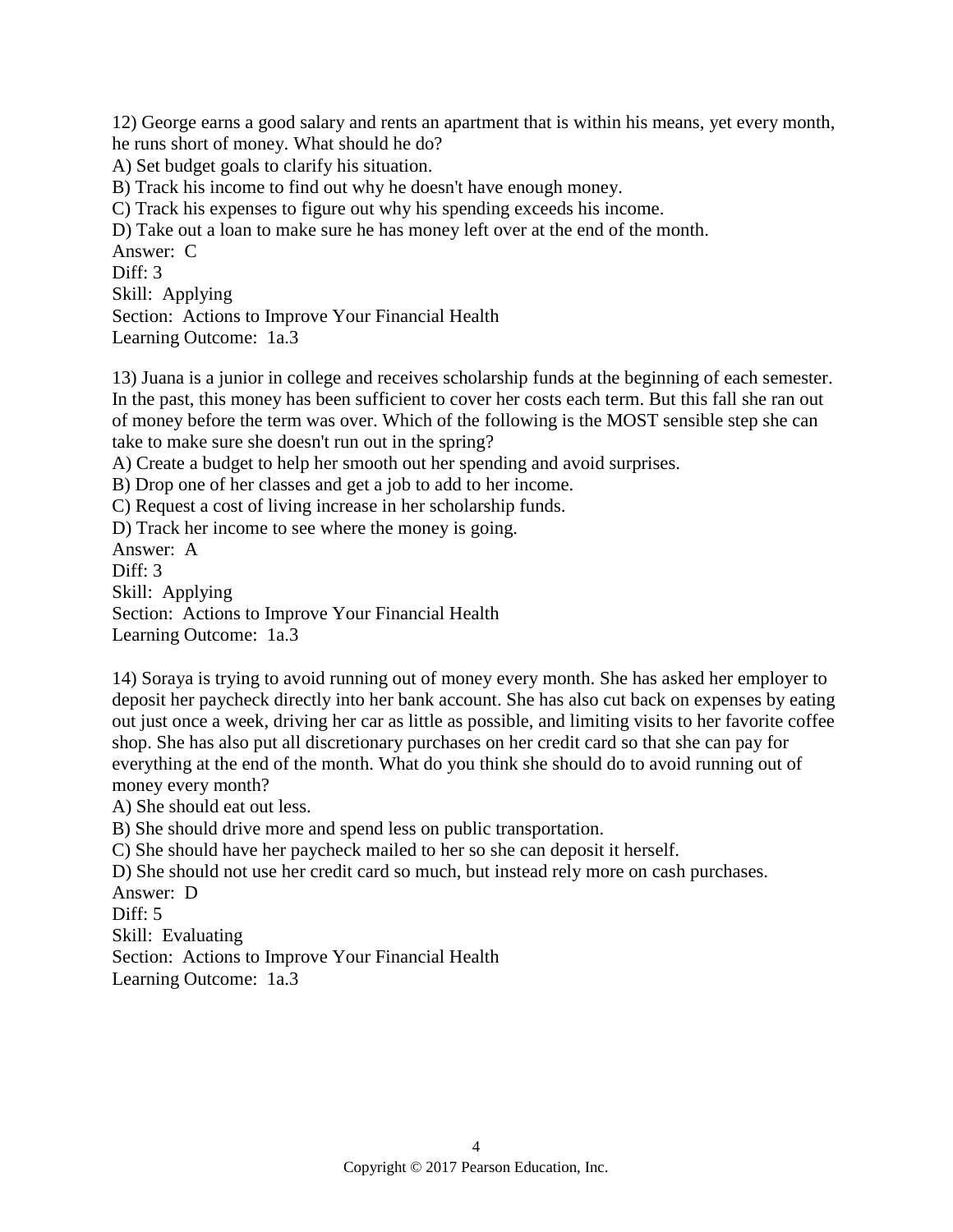12) George earns a good salary and rents an apartment that is within his means, yet every month, he runs short of money. What should he do?
A) Set budget goals to clarify his situation.
B) Track his income to find out why he doesn't have enough money.
C) Track his expenses to figure out why his spending exceeds his income.
D) Take out a loan to make sure he has money left over at the end of the month.
Answer: C
Diff: 3
Skill: Applying
Section: Actions to Improve Your Financial Health
Learning Outcome: 1a.3

13) Juana is a junior in college and receives scholarship funds at the beginning of each semester. In the past, this money has been sufficient to cover her costs each term. But this fall she ran out of money before the term was over. Which of the following is the MOST sensible step she can take to make sure she doesn't run out in the spring?
A) Create a budget to help her smooth out her spending and avoid surprises.
B) Drop one of her classes and get a job to add to her income.
C) Request a cost of living increase in her scholarship funds.
D) Track her income to see where the money is going.
Answer: A
Diff: 3
Skill: Applying
Section: Actions to Improve Your Financial Health
Learning Outcome: 1a.3

14) Soraya is trying to avoid running out of money every month. She has asked her employer to deposit her paycheck directly into her bank account. She has also cut back on expenses by eating out just once a week, driving her car as little as possible, and limiting visits to her favorite coffee shop. She has also put all discretionary purchases on her credit card so that she can pay for everything at the end of the month. What do you think she should do to avoid running out of money every month?
A) She should eat out less.
B) She should drive more and spend less on public transportation.
C) She should have her paycheck mailed to her so she can deposit it herself.
D) She should not use her credit card so much, but instead rely more on cash purchases.
Answer: D
Diff: 5
Skill: Evaluating
Section: Actions to Improve Your Financial Health
Learning Outcome: 1a.3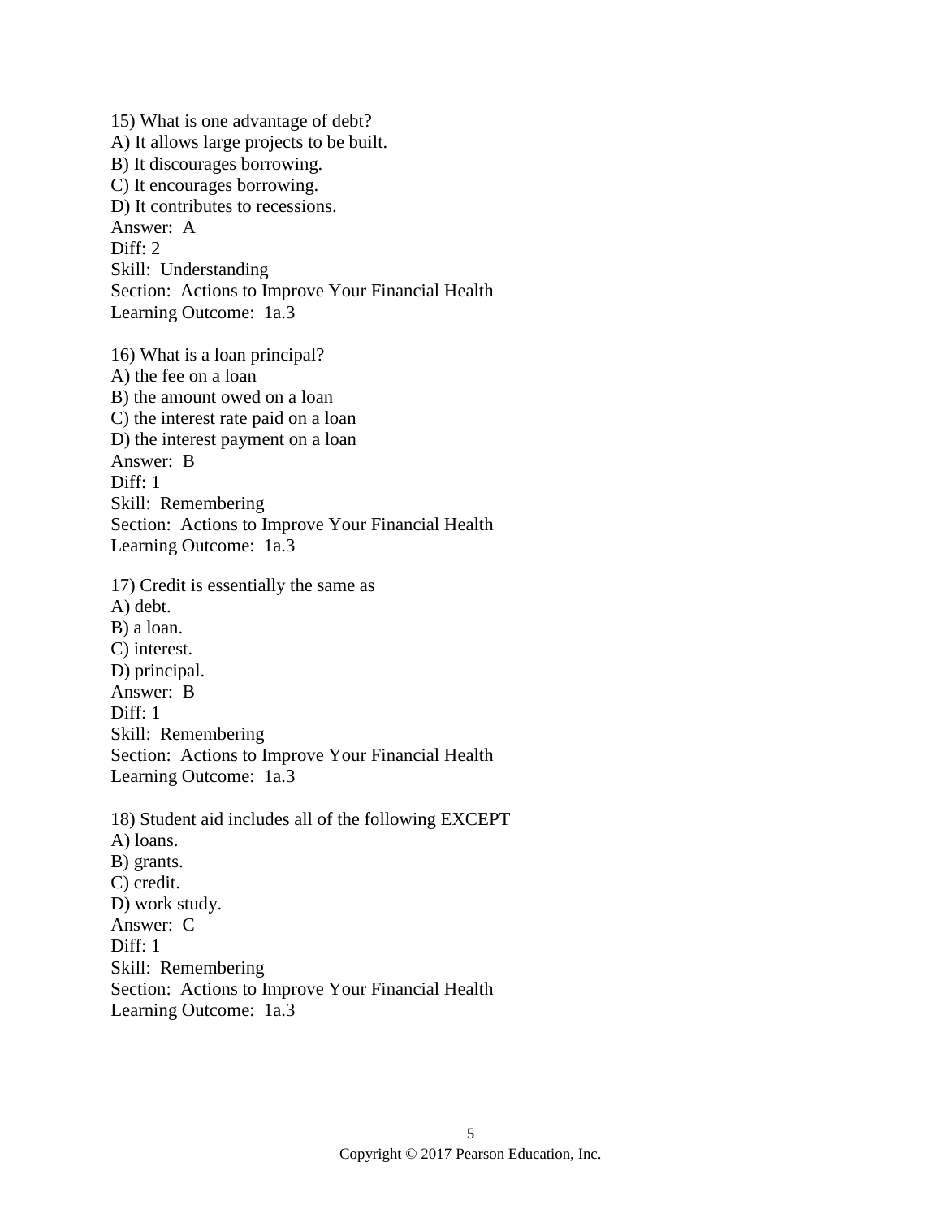15) What is one advantage of debt?
A) It allows large projects to be built.
B) It discourages borrowing.
C) It encourages borrowing.
D) It contributes to recessions.
Answer: A
Diff: 2
Skill: Understanding
Section: Actions to Improve Your Financial Health
Learning Outcome: 1a.3

16) What is a loan principal?
A) the fee on a loan
B) the amount owed on a loan
C) the interest rate paid on a loan
D) the interest payment on a loan
Answer: B
Diff: 1
Skill: Remembering
Section: Actions to Improve Your Financial Health
Learning Outcome: 1a.3

17) Credit is essentially the same as
A) debt.
B) a loan.
C) interest.
D) principal.
Answer: B
Diff: 1
Skill: Remembering
Section: Actions to Improve Your Financial Health
Learning Outcome: 1a.3

18) Student aid includes all of the following EXCEPT
A) loans.
B) grants.
C) credit.
D) work study.
Answer: C
Diff: 1
Skill: Remembering
Section: Actions to Improve Your Financial Health
Learning Outcome: 1a.3

Copyright © 2017 Pearson Education, Inc.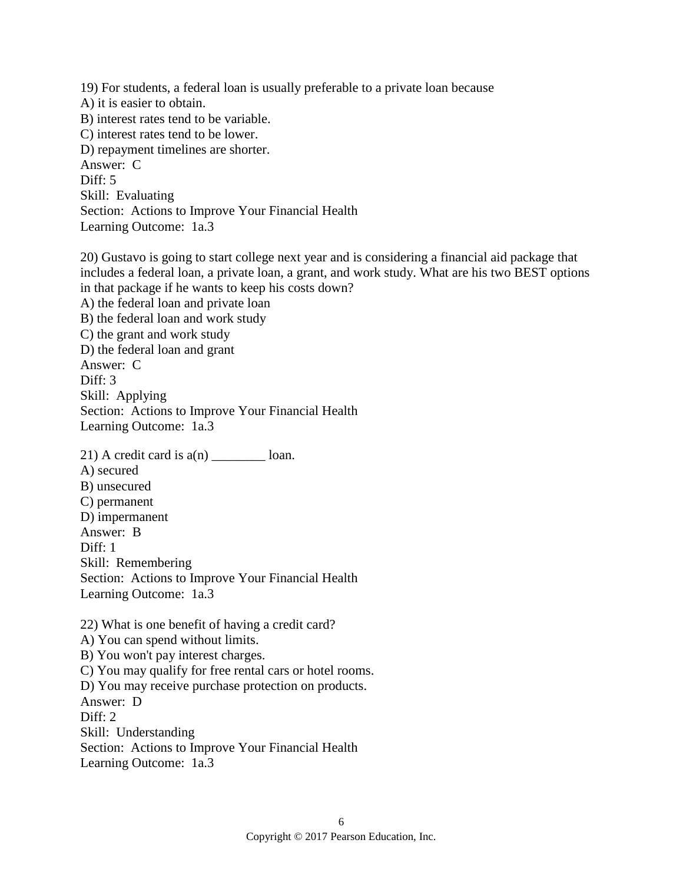19) For students, a federal loan is usually preferable to a private loan because
A) it is easier to obtain.
B) interest rates tend to be variable.
C) interest rates tend to be lower.
D) repayment timelines are shorter.
Answer: C
Diff: 5
Skill: Evaluating
Section: Actions to Improve Your Financial Health
Learning Outcome: 1a.3

20) Gustavo is going to start college next year and is considering a financial aid package that includes a federal loan, a private loan, a grant, and work study. What are his two BEST options in that package if he wants to keep his costs down?
A) the federal loan and private loan
B) the federal loan and work study
C) the grant and work study
D) the federal loan and grant
Answer: C
Diff: 3
Skill: Applying
Section: Actions to Improve Your Financial Health
Learning Outcome: 1a.3

21) A credit card is a(n) ________ loan.
A) secured
B) unsecured
C) permanent
D) impermanent
Answer: B
Diff: 1
Skill: Remembering
Section: Actions to Improve Your Financial Health
Learning Outcome: 1a.3

22) What is one benefit of having a credit card?
A) You can spend without limits.
B) You won't pay interest charges.
C) You may qualify for free rental cars or hotel rooms.
D) You may receive purchase protection on products.
Answer: D
Diff: 2
Skill: Understanding
Section: Actions to Improve Your Financial Health
Learning Outcome: 1a.3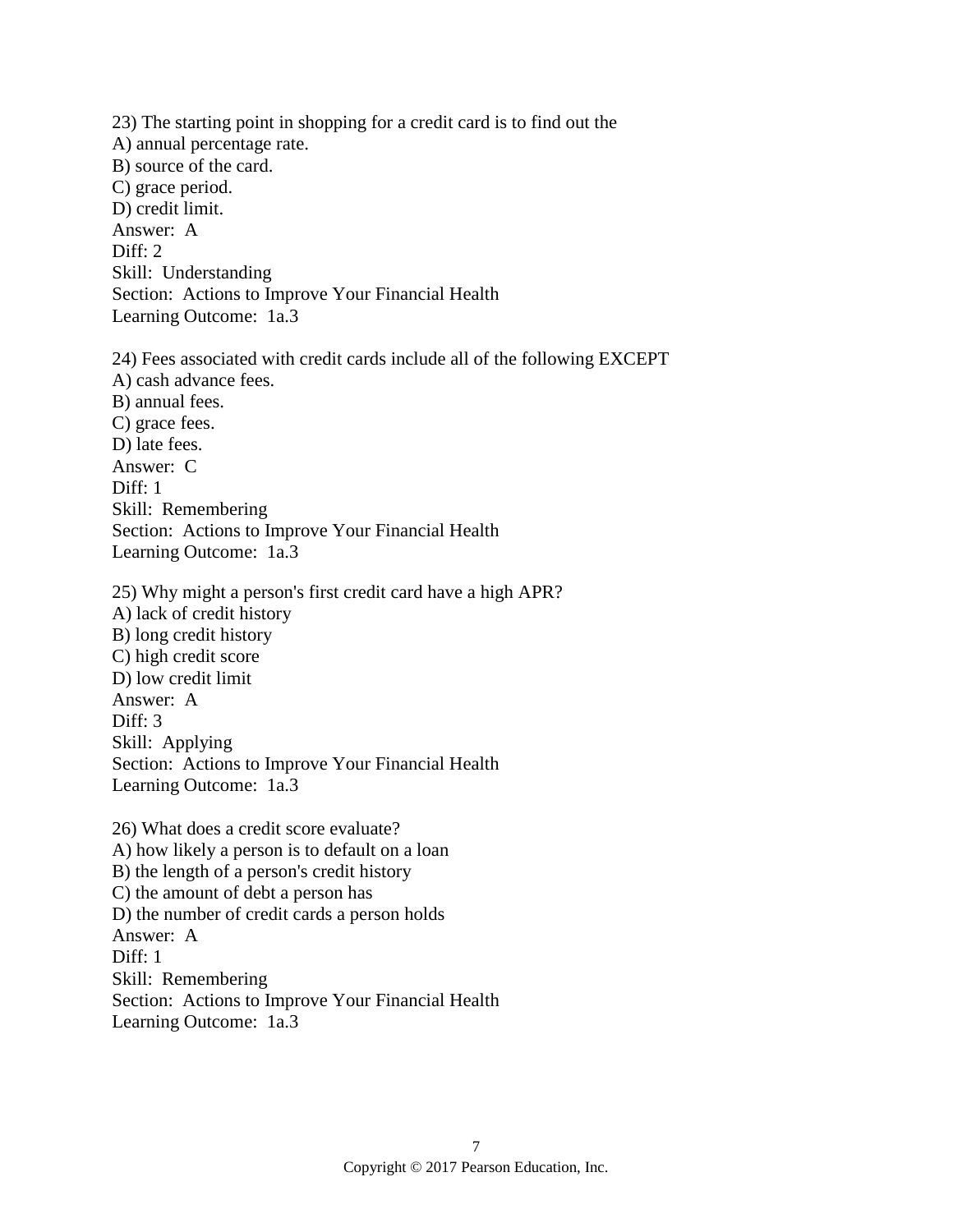23) The starting point in shopping for a credit card is to find out the
A) annual percentage rate.
B) source of the card.
C) grace period.
D) credit limit.
Answer: A
Diff: 2
Skill: Understanding
Section: Actions to Improve Your Financial Health
Learning Outcome: 1a.3

24) Fees associated with credit cards include all of the following EXCEPT
A) cash advance fees.
B) annual fees.
C) grace fees.
D) late fees.
Answer: C
Diff: 1
Skill: Remembering
Section: Actions to Improve Your Financial Health
Learning Outcome: 1a.3

25) Why might a person's first credit card have a high APR?
A) lack of credit history
B) long credit history
C) high credit score
D) low credit limit
Answer: A
Diff: 3
Skill: Applying
Section: Actions to Improve Your Financial Health
Learning Outcome: 1a.3

26) What does a credit score evaluate?
A) how likely a person is to default on a loan
B) the length of a person's credit history
C) the amount of debt a person has
D) the number of credit cards a person holds
Answer: A
Diff: 1
Skill: Remembering
Section: Actions to Improve Your Financial Health
Learning Outcome: 1a.3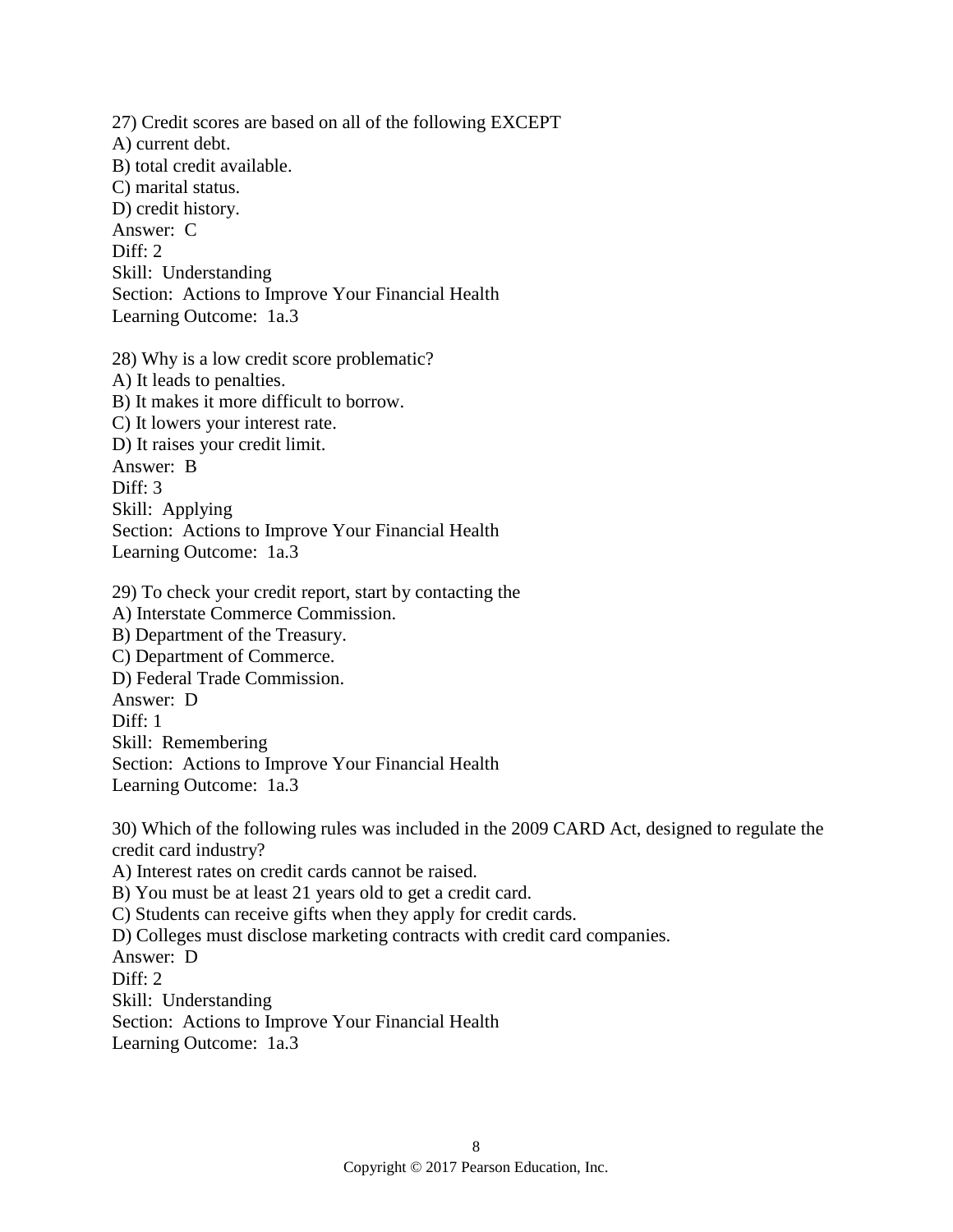27) Credit scores are based on all of the following EXCEPT
A) current debt.
B) total credit available.
C) marital status.
D) credit history.
Answer: C
Diff: 2
Skill: Understanding
Section: Actions to Improve Your Financial Health
Learning Outcome: 1a.3

28) Why is a low credit score problematic?
A) It leads to penalties.
B) It makes it more difficult to borrow.
C) It lowers your interest rate.
D) It raises your credit limit.
Answer: B
Diff: 3
Skill: Applying
Section: Actions to Improve Your Financial Health
Learning Outcome: 1a.3

29) To check your credit report, start by contacting the
A) Interstate Commerce Commission.
B) Department of the Treasury.
C) Department of Commerce.
D) Federal Trade Commission.
Answer: D
Diff: 1
Skill: Remembering
Section: Actions to Improve Your Financial Health
Learning Outcome: 1a.3

30) Which of the following rules was included in the 2009 CARD Act, designed to regulate the credit card industry?
A) Interest rates on credit cards cannot be raised.
B) You must be at least 21 years old to get a credit card.
C) Students can receive gifts when they apply for credit cards.
D) Colleges must disclose marketing contracts with credit card companies.
Answer: D
Diff: 2
Skill: Understanding
Section: Actions to Improve Your Financial Health
Learning Outcome: 1a.3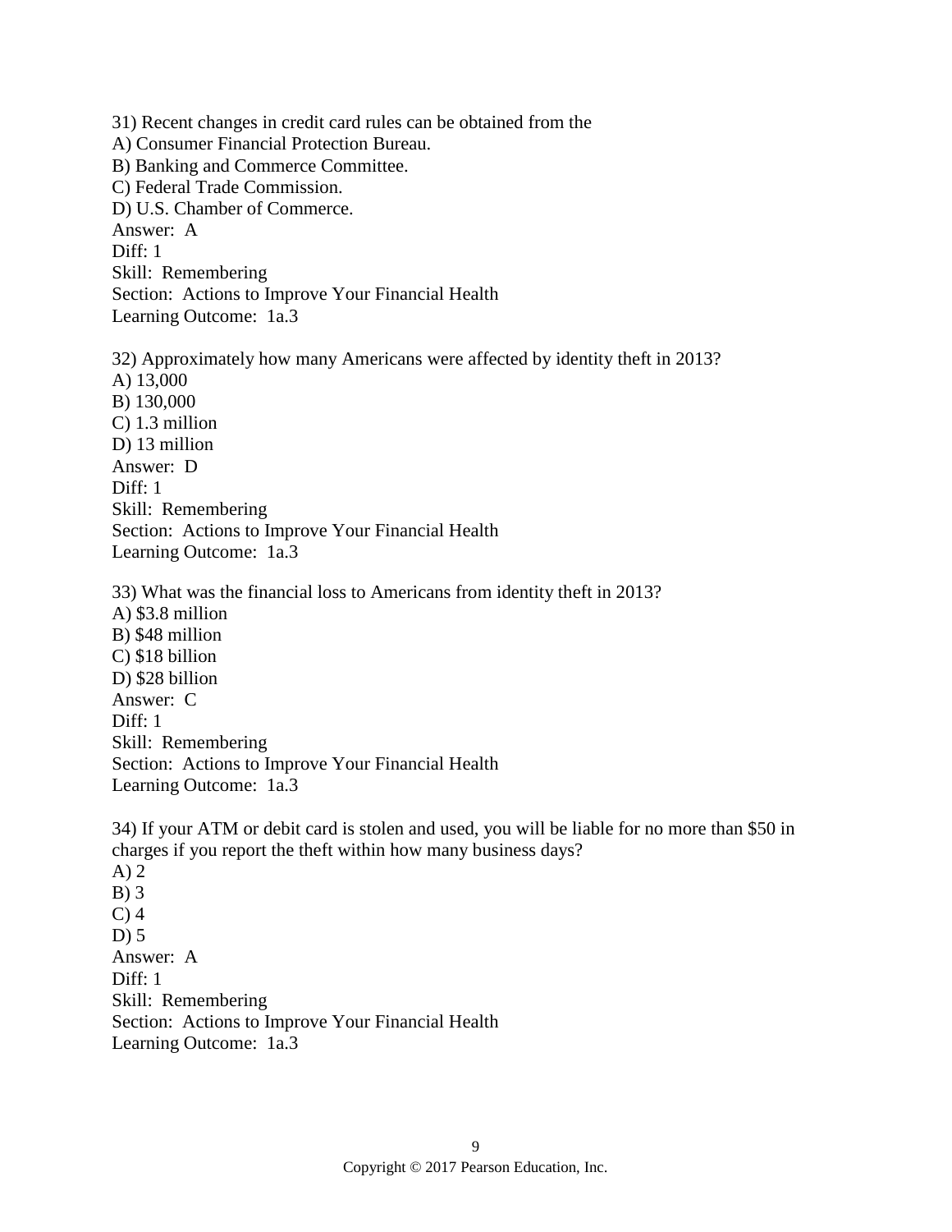31) Recent changes in credit card rules can be obtained from the
A) Consumer Financial Protection Bureau.
B) Banking and Commerce Committee.
C) Federal Trade Commission.
D) U.S. Chamber of Commerce.
Answer: A
Diff: 1
Skill: Remembering
Section: Actions to Improve Your Financial Health
Learning Outcome: 1a.3

32) Approximately how many Americans were affected by identity theft in 2013?
A) 13,000
B) 130,000
C) 1.3 million
D) 13 million
Answer: D
Diff: 1
Skill: Remembering
Section: Actions to Improve Your Financial Health
Learning Outcome: 1a.3

33) What was the financial loss to Americans from identity theft in 2013?
A) $3.8 million
B) $48 million
C) $18 billion
D) $28 billion
Answer: C
Diff: 1
Skill: Remembering
Section: Actions to Improve Your Financial Health
Learning Outcome: 1a.3

34) If your ATM or debit card is stolen and used, you will be liable for no more than $50 in charges if you report the theft within how many business days?
A) 2
B) 3
C) 4
D) 5
Answer: A
Diff: 1
Skill: Remembering
Section: Actions to Improve Your Financial Health
Learning Outcome: 1a.3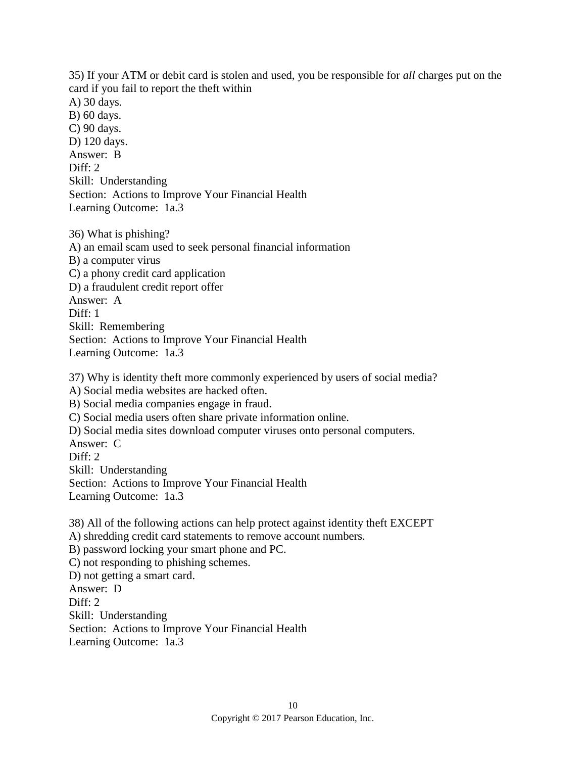35) If your ATM or debit card is stolen and used, you be responsible for *all* charges put on the card if you fail to report the theft within

A) 30 days.
B) 60 days.
C) 90 days.
D) 120 days.
Answer: B
Diff: 2
Skill: Understanding
Section: Actions to Improve Your Financial Health
Learning Outcome: 1a.3

36) What is phishing?

A) an email scam used to seek personal financial information
B) a computer virus
C) a phony credit card application
D) a fraudulent credit report offer
Answer: A
Diff: 1
Skill: Remembering
Section: Actions to Improve Your Financial Health
Learning Outcome: 1a.3

37) Why is identity theft more commonly experienced by users of social media?

A) Social media websites are hacked often.
B) Social media companies engage in fraud.
C) Social media users often share private information online.
D) Social media sites download computer viruses onto personal computers.
Answer: C
Diff: 2
Skill: Understanding
Section: Actions to Improve Your Financial Health
Learning Outcome: 1a.3

38) All of the following actions can help protect against identity theft EXCEPT

A) shredding credit card statements to remove account numbers.
B) password locking your smart phone and PC.
C) not responding to phishing schemes.
D) not getting a smart card.
Answer: D
Diff: 2
Skill: Understanding
Section: Actions to Improve Your Financial Health
Learning Outcome: 1a.3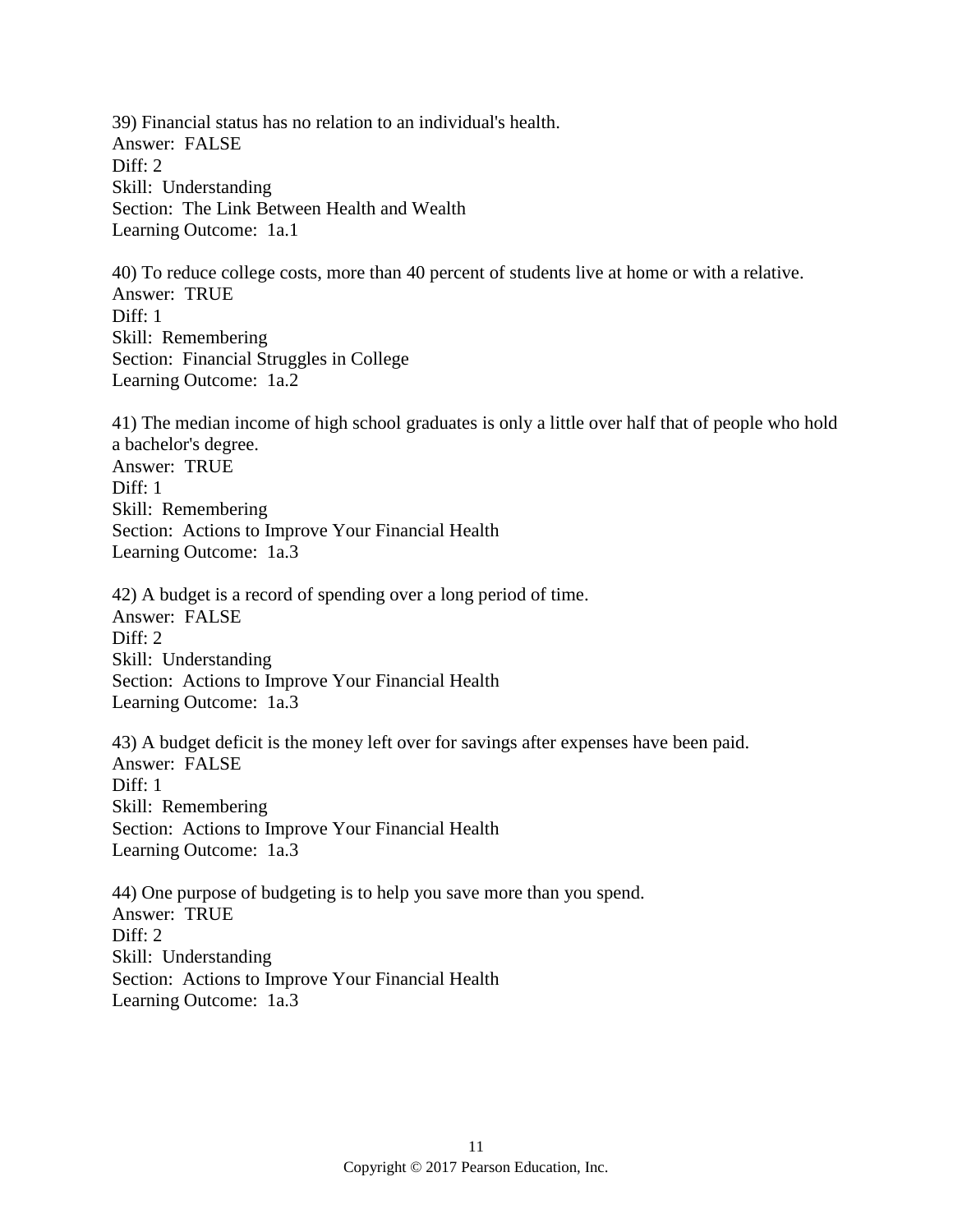39) Financial status has no relation to an individual's health.
Answer: FALSE
Diff: 2
Skill: Understanding
Section: The Link Between Health and Wealth
Learning Outcome: 1a.1

40) To reduce college costs, more than 40 percent of students live at home or with a relative.
Answer: TRUE
Diff: 1
Skill: Remembering
Section: Financial Struggles in College
Learning Outcome: 1a.2

41) The median income of high school graduates is only a little over half that of people who hold a bachelor's degree.
Answer: TRUE
Diff: 1
Skill: Remembering
Section: Actions to Improve Your Financial Health
Learning Outcome: 1a.3

42) A budget is a record of spending over a long period of time.
Answer: FALSE
Diff: 2
Skill: Understanding
Section: Actions to Improve Your Financial Health
Learning Outcome: 1a.3

43) A budget deficit is the money left over for savings after expenses have been paid.
Answer: FALSE
Diff: 1
Skill: Remembering
Section: Actions to Improve Your Financial Health
Learning Outcome: 1a.3

44) One purpose of budgeting is to help you save more than you spend.
Answer: TRUE
Diff: 2
Skill: Understanding
Section: Actions to Improve Your Financial Health
Learning Outcome: 1a.3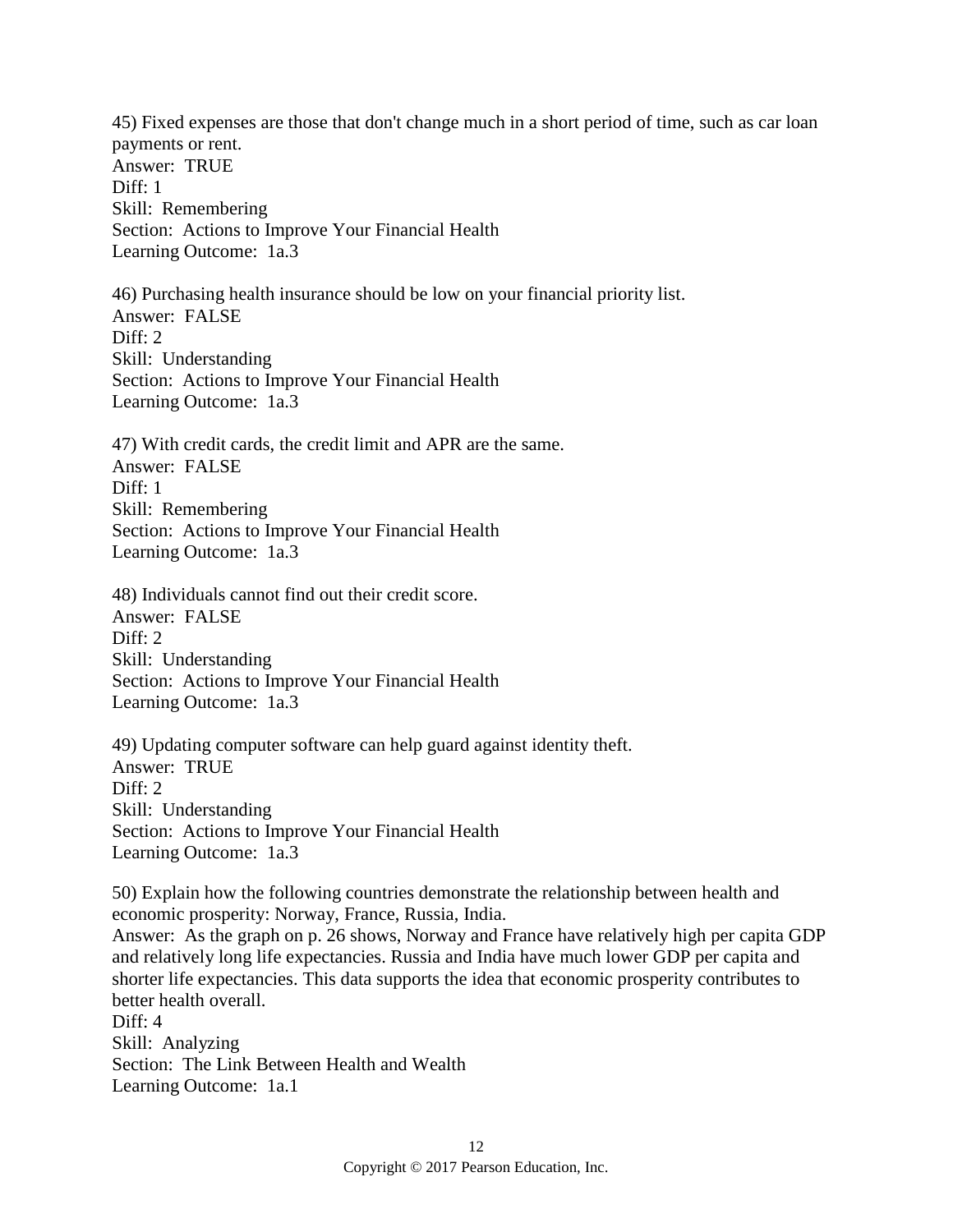45) Fixed expenses are those that don't change much in a short period of time, such as car loan payments or rent.
Answer: TRUE
Diff: 1
Skill: Remembering
Section: Actions to Improve Your Financial Health
Learning Outcome: 1a.3

46) Purchasing health insurance should be low on your financial priority list.
Answer: FALSE
Diff: 2
Skill: Understanding
Section: Actions to Improve Your Financial Health
Learning Outcome: 1a.3

47) With credit cards, the credit limit and APR are the same.
Answer: FALSE
Diff: 1
Skill: Remembering
Section: Actions to Improve Your Financial Health
Learning Outcome: 1a.3

48) Individuals cannot find out their credit score.
Answer: FALSE
Diff: 2
Skill: Understanding
Section: Actions to Improve Your Financial Health
Learning Outcome: 1a.3

49) Updating computer software can help guard against identity theft.
Answer: TRUE
Diff: 2
Skill: Understanding
Section: Actions to Improve Your Financial Health
Learning Outcome: 1a.3

50) Explain how the following countries demonstrate the relationship between health and economic prosperity: Norway, France, Russia, India.
Answer: As the graph on p. 26 shows, Norway and France have relatively high per capita GDP and relatively long life expectancies. Russia and India have much lower GDP per capita and shorter life expectancies. This data supports the idea that economic prosperity contributes to better health overall.
Diff: 4
Skill: Analyzing
Section: The Link Between Health and Wealth
Learning Outcome: 1a.1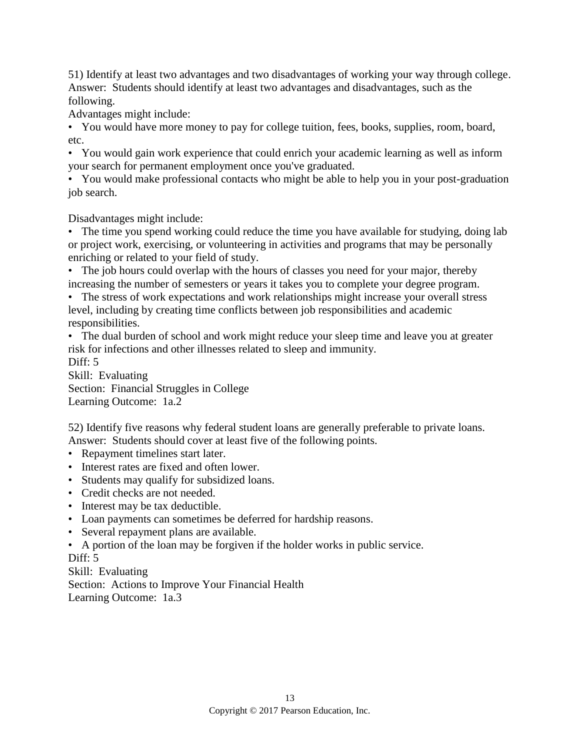51) Identify at least two advantages and two disadvantages of working your way through college.
Answer: Students should identify at least two advantages and disadvantages, such as the following.

Advantages might include:

- You would have more money to pay for college tuition, fees, books, supplies, room, board, etc.
- You would gain work experience that could enrich your academic learning as well as inform your search for permanent employment once you've graduated.
- You would make professional contacts who might be able to help you in your post-graduation job search.

Disadvantages might include:

- The time you spend working could reduce the time you have available for studying, doing lab or project work, exercising, or volunteering in activities and programs that may be personally enriching or related to your field of study.
- The job hours could overlap with the hours of classes you need for your major, thereby increasing the number of semesters or years it takes you to complete your degree program.
- The stress of work expectations and work relationships might increase your overall stress level, including by creating time conflicts between job responsibilities and academic responsibilities.
- The dual burden of school and work might reduce your sleep time and leave you at greater risk for infections and other illnesses related to sleep and immunity.

Diff: 5
Skill: Evaluating
Section: Financial Struggles in College
Learning Outcome: 1a.2

52) Identify five reasons why federal student loans are generally preferable to private loans.
Answer: Students should cover at least five of the following points.

- Repayment timelines start later.
- Interest rates are fixed and often lower.
- Students may qualify for subsidized loans.
- Credit checks are not needed.
- Interest may be tax deductible.
- Loan payments can sometimes be deferred for hardship reasons.
- Several repayment plans are available.
- A portion of the loan may be forgiven if the holder works in public service.

Diff: 5
Skill: Evaluating
Section: Actions to Improve Your Financial Health
Learning Outcome: 1a.3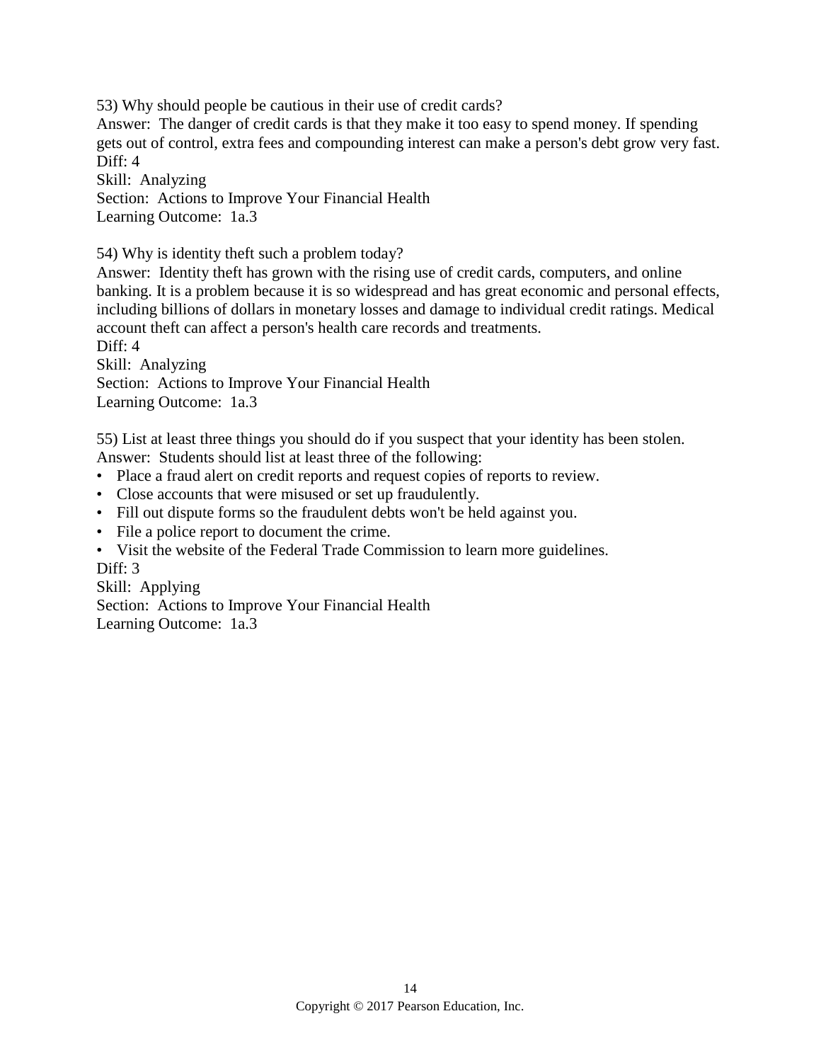53) Why should people be cautious in their use of credit cards?
Answer: The danger of credit cards is that they make it too easy to spend money. If spending gets out of control, extra fees and compounding interest can make a person's debt grow very fast.
Diff: 4
Skill: Analyzing
Section: Actions to Improve Your Financial Health
Learning Outcome: 1a.3

54) Why is identity theft such a problem today?
Answer: Identity theft has grown with the rising use of credit cards, computers, and online banking. It is a problem because it is so widespread and has great economic and personal effects, including billions of dollars in monetary losses and damage to individual credit ratings. Medical account theft can affect a person's health care records and treatments.
Diff: 4
Skill: Analyzing
Section: Actions to Improve Your Financial Health
Learning Outcome: 1a.3

55) List at least three things you should do if you suspect that your identity has been stolen.
Answer: Students should list at least three of the following:

- Place a fraud alert on credit reports and request copies of reports to review.
- Close accounts that were misused or set up fraudulently.
- Fill out dispute forms so the fraudulent debts won't be held against you.
- File a police report to document the crime.
- Visit the website of the Federal Trade Commission to learn more guidelines.

Diff: 3
Skill: Applying
Section: Actions to Improve Your Financial Health
Learning Outcome: 1a.3